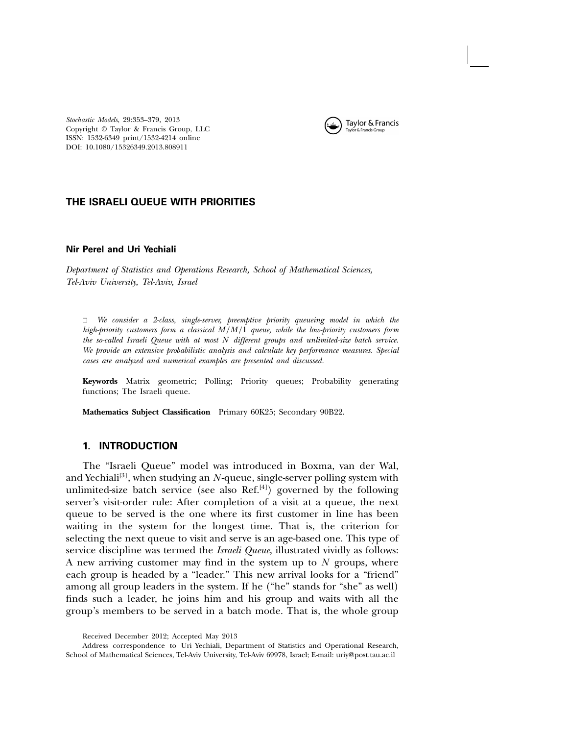Stochastic Models, 29:353–379, 2013
Copyright © Taylor & Francis Group, LLC
ISSN: 1532-6349 print/1532-4214 online
DOI: 10.1080/15326349.2013.808911

# THE ISRAELI QUEUE WITH PRIORITIES

**Nir Perel and Uri Yechiali**

*Department of Statistics and Operations Research, School of Mathematical Sciences, Tel-Aviv University, Tel-Aviv, Israel*

□ *We consider a 2-class, single-server, preemptive priority queueing model in which the high-priority customers form a classical $M/M/1$ queue, while the low-priority customers form the so-called Israeli Queue with at most $N$ different groups and unlimited-size batch service. We provide an extensive probabilistic analysis and calculate key performance measures. Special cases are analyzed and numerical examples are presented and discussed.*

**Keywords** Matrix geometric; Polling; Priority queues; Probability generating functions; The Israeli queue.

**Mathematics Subject Classification** Primary 60K25; Secondary 90B22.

## 1. INTRODUCTION

The "Israeli Queue" model was introduced in Boxma, van der Wal, and Yechiali[3], when studying an $N$-queue, single-server polling system with unlimited-size batch service (see also Ref.[4]) governed by the following server's visit-order rule: After completion of a visit at a queue, the next queue to be served is the one where its first customer in line has been waiting in the system for the longest time. That is, the criterion for selecting the next queue to visit and serve is an age-based one. This type of service discipline was termed the *Israeli Queue*, illustrated vividly as follows: A new arriving customer may find in the system up to $N$ groups, where each group is headed by a "leader." This new arrival looks for a "friend" among all group leaders in the system. If he ("he" stands for "she" as well) finds such a leader, he joins him and his group and waits with all the group's members to be served in a batch mode. That is, the whole group

Received December 2012; Accepted May 2013

Address correspondence to Uri Yechiali, Department of Statistics and Operational Research, School of Mathematical Sciences, Tel-Aviv University, Tel-Aviv 69978, Israel; E-mail: uriy@post.tau.ac.il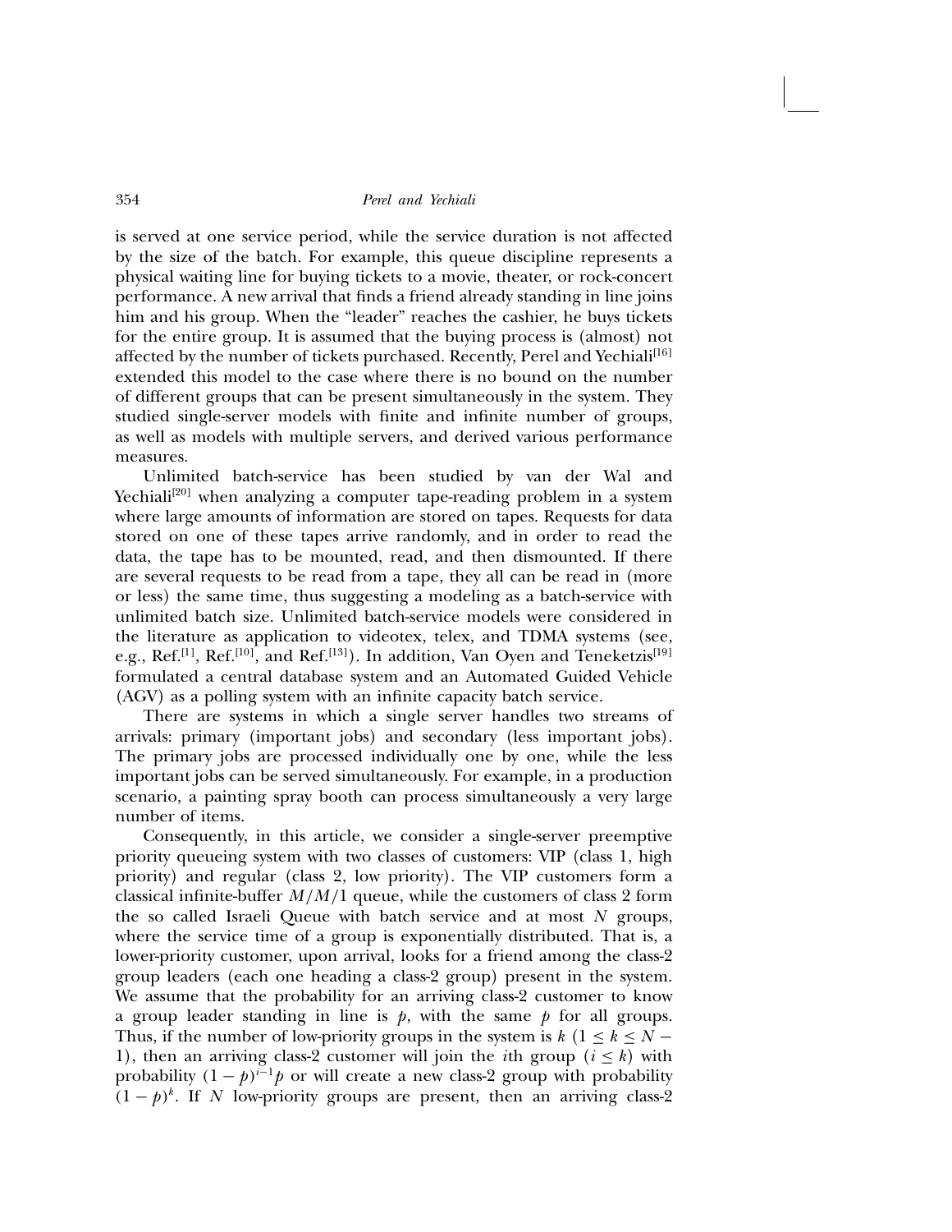is served at one service period, while the service duration is not affected by the size of the batch. For example, this queue discipline represents a physical waiting line for buying tickets to a movie, theater, or rock-concert performance. A new arrival that finds a friend already standing in line joins him and his group. When the "leader" reaches the cashier, he buys tickets for the entire group. It is assumed that the buying process is (almost) not affected by the number of tickets purchased. Recently, Perel and Yechiali[16] extended this model to the case where there is no bound on the number of different groups that can be present simultaneously in the system. They studied single-server models with finite and infinite number of groups, as well as models with multiple servers, and derived various performance measures.

Unlimited batch-service has been studied by van der Wal and Yechiali[20] when analyzing a computer tape-reading problem in a system where large amounts of information are stored on tapes. Requests for data stored on one of these tapes arrive randomly, and in order to read the data, the tape has to be mounted, read, and then dismounted. If there are several requests to be read from a tape, they all can be read in (more or less) the same time, thus suggesting a modeling as a batch-service with unlimited batch size. Unlimited batch-service models were considered in the literature as application to videotex, telex, and TDMA systems (see, e.g., Ref.[1], Ref.[10], and Ref.[13]). In addition, Van Oyen and Teneketzis[19] formulated a central database system and an Automated Guided Vehicle (AGV) as a polling system with an infinite capacity batch service.

There are systems in which a single server handles two streams of arrivals: primary (important jobs) and secondary (less important jobs). The primary jobs are processed individually one by one, while the less important jobs can be served simultaneously. For example, in a production scenario, a painting spray booth can process simultaneously a very large number of items.

Consequently, in this article, we consider a single-server preemptive priority queueing system with two classes of customers: VIP (class 1, high priority) and regular (class 2, low priority). The VIP customers form a classical infinite-buffer $M/M/1$ queue, while the customers of class 2 form the so called Israeli Queue with batch service and at most $N$ groups, where the service time of a group is exponentially distributed. That is, a lower-priority customer, upon arrival, looks for a friend among the class-2 group leaders (each one heading a class-2 group) present in the system. We assume that the probability for an arriving class-2 customer to know a group leader standing in line is $p$, with the same $p$ for all groups. Thus, if the number of low-priority groups in the system is $k$ ($1 \leq k \leq N - 1$), then an arriving class-2 customer will join the $i$th group ($i \leq k$) with probability $(1-p)^{i-1}p$ or will create a new class-2 group with probability $(1-p)^k$. If $N$ low-priority groups are present, then an arriving class-2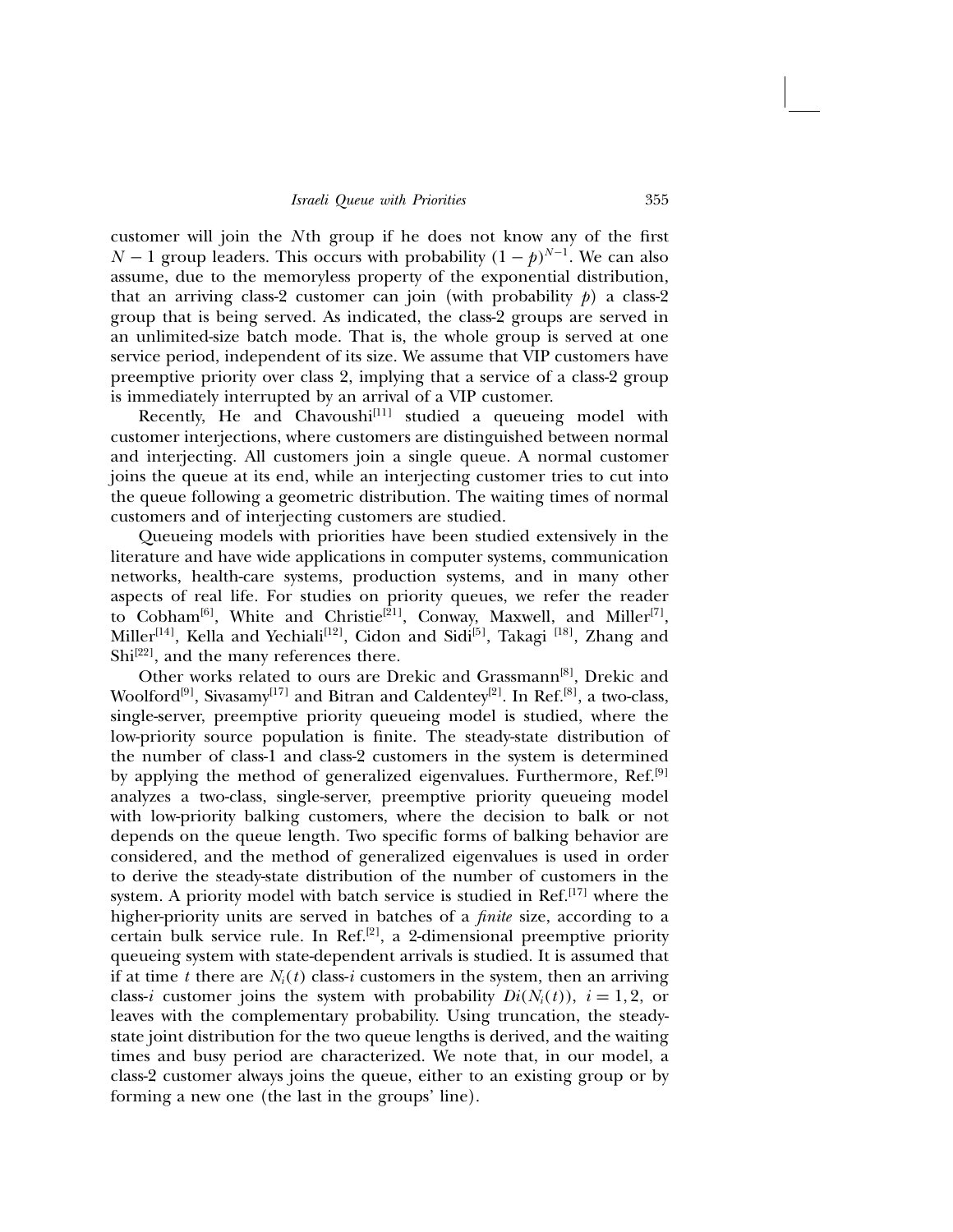customer will join the $N$th group if he does not know any of the first $N-1$ group leaders. This occurs with probability $(1-p)^{N-1}$. We can also assume, due to the memoryless property of the exponential distribution, that an arriving class-2 customer can join (with probability $p$) a class-2 group that is being served. As indicated, the class-2 groups are served in an unlimited-size batch mode. That is, the whole group is served at one service period, independent of its size. We assume that VIP customers have preemptive priority over class 2, implying that a service of a class-2 group is immediately interrupted by an arrival of a VIP customer.

Recently, He and Chavoushi[11] studied a queueing model with customer interjections, where customers are distinguished between normal and interjecting. All customers join a single queue. A normal customer joins the queue at its end, while an interjecting customer tries to cut into the queue following a geometric distribution. The waiting times of normal customers and of interjecting customers are studied.

Queueing models with priorities have been studied extensively in the literature and have wide applications in computer systems, communication networks, health-care systems, production systems, and in many other aspects of real life. For studies on priority queues, we refer the reader to Cobham[6], White and Christie[21], Conway, Maxwell, and Miller[7], Miller[14], Kella and Yechiali[12], Cidon and Sidi[5], Takagi [18], Zhang and Shi[22], and the many references there.

Other works related to ours are Drekic and Grassmann[8], Drekic and Woolford[9], Sivasamy[17] and Bitran and Caldentey[2]. In Ref.[8], a two-class, single-server, preemptive priority queueing model is studied, where the low-priority source population is finite. The steady-state distribution of the number of class-1 and class-2 customers in the system is determined by applying the method of generalized eigenvalues. Furthermore, Ref.[9] analyzes a two-class, single-server, preemptive priority queueing model with low-priority balking customers, where the decision to balk or not depends on the queue length. Two specific forms of balking behavior are considered, and the method of generalized eigenvalues is used in order to derive the steady-state distribution of the number of customers in the system. A priority model with batch service is studied in Ref.[17] where the higher-priority units are served in batches of a *finite* size, according to a certain bulk service rule. In Ref.[2], a 2-dimensional preemptive priority queueing system with state-dependent arrivals is studied. It is assumed that if at time $t$ there are $N_i(t)$ class-$i$ customers in the system, then an arriving class-$i$ customer joins the system with probability $Di(N_i(t))$, $i = 1, 2$, or leaves with the complementary probability. Using truncation, the steady-state joint distribution for the two queue lengths is derived, and the waiting times and busy period are characterized. We note that, in our model, a class-2 customer always joins the queue, either to an existing group or by forming a new one (the last in the groups' line).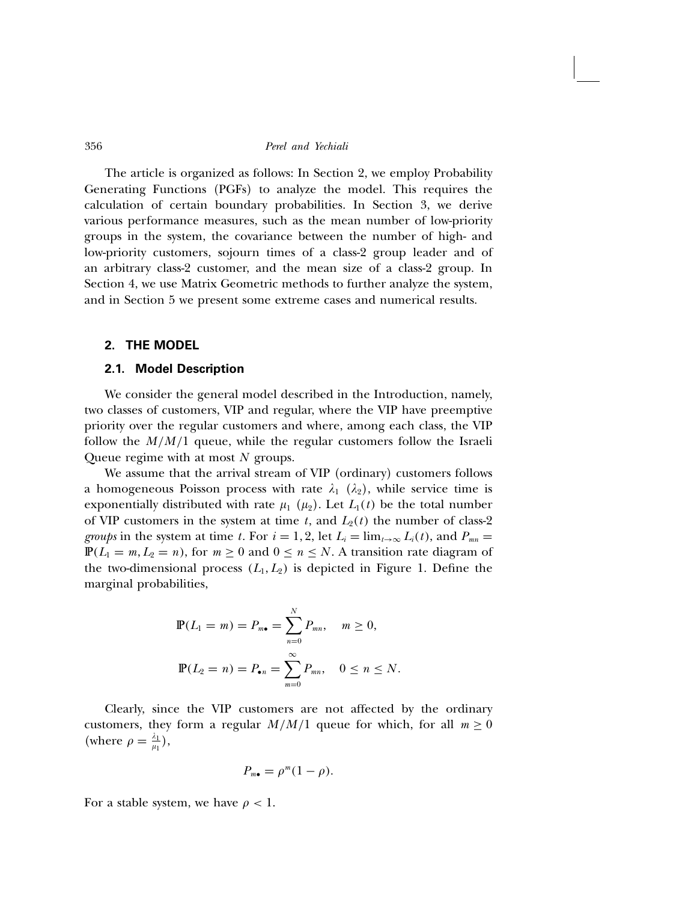The article is organized as follows: In Section 2, we employ Probability Generating Functions (PGFs) to analyze the model. This requires the calculation of certain boundary probabilities. In Section 3, we derive various performance measures, such as the mean number of low-priority groups in the system, the covariance between the number of high- and low-priority customers, sojourn times of a class-2 group leader and of an arbitrary class-2 customer, and the mean size of a class-2 group. In Section 4, we use Matrix Geometric methods to further analyze the system, and in Section 5 we present some extreme cases and numerical results.

## 2. THE MODEL

### 2.1. Model Description

We consider the general model described in the Introduction, namely, two classes of customers, VIP and regular, where the VIP have preemptive priority over the regular customers and where, among each class, the VIP follow the $M/M/1$ queue, while the regular customers follow the Israeli Queue regime with at most $N$ groups.

We assume that the arrival stream of VIP (ordinary) customers follows a homogeneous Poisson process with rate $\lambda_1$ ($\lambda_2$), while service time is exponentially distributed with rate $\mu_1$ ($\mu_2$). Let $L_1(t)$ be the total number of VIP customers in the system at time $t$, and $L_2(t)$ the number of class-2 *groups* in the system at time $t$. For $i = 1, 2$, let $L_i = \lim_{t\to\infty} L_i(t)$, and $P_{mn} = \mathbb{P}(L_1 = m, L_2 = n)$, for $m \geq 0$ and $0 \leq n \leq N$. A transition rate diagram of the two-dimensional process $(L_1, L_2)$ is depicted in Figure 1. Define the marginal probabilities,

$$\mathbb{P}(L_1 = m) = P_{m\bullet} = \sum_{n=0}^{N} P_{mn}, \quad m \geq 0,$$

$$\mathbb{P}(L_2 = n) = P_{\bullet n} = \sum_{m=0}^{\infty} P_{mn}, \quad 0 \leq n \leq N.$$

Clearly, since the VIP customers are not affected by the ordinary customers, they form a regular $M/M/1$ queue for which, for all $m \geq 0$ (where $\rho = \frac{\lambda_1}{\mu_1}$),

$$P_{m\bullet} = \rho^m(1-\rho).$$

For a stable system, we have $\rho < 1$.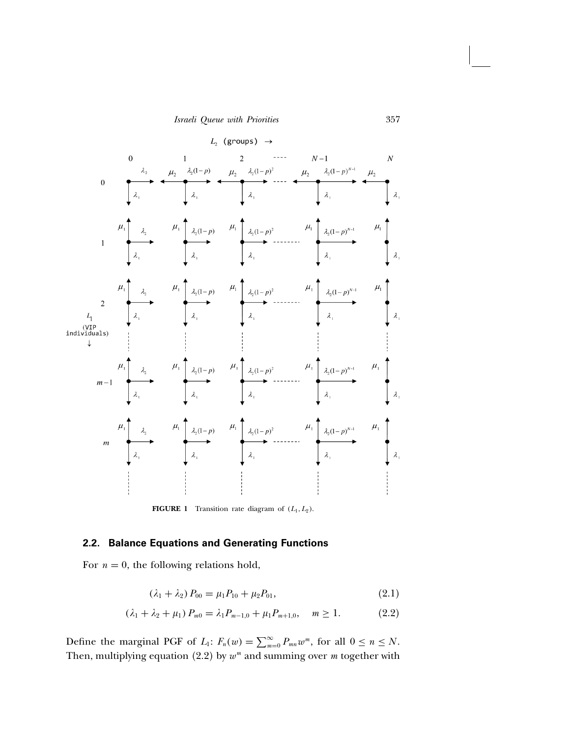**FIGURE 1** Transition rate diagram of $(L_1, L_2)$.

## 2.2. Balance Equations and Generating Functions

For $n = 0$, the following relations hold,

$$(\lambda_1 + \lambda_2) P_{00} = \mu_1 P_{10} + \mu_2 P_{01}, \tag{2.1}$$

$$(\lambda_1 + \lambda_2 + \mu_1) P_{m0} = \lambda_1 P_{m-1,0} + \mu_1 P_{m+1,0}, \quad m \geq 1. \tag{2.2}$$

Define the marginal PGF of $L_1$: $F_n(w) = \sum_{m=0}^{\infty} P_{mn} w^m$, for all $0 \leq n \leq N$. Then, multiplying equation (2.2) by $w^m$ and summing over $m$ together with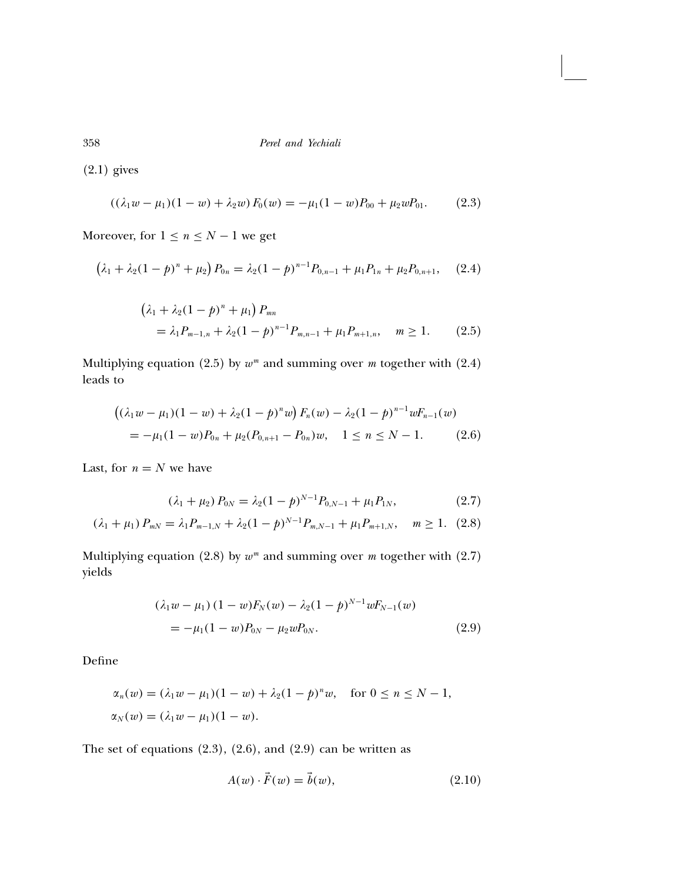(2.1) gives

$$((\lambda_1 w - \mu_1)(1 - w) + \lambda_2 w) F_0(w) = -\mu_1(1 - w)P_{00} + \mu_2 w P_{01}. \tag{2.3}$$

Moreover, for $1 \leq n \leq N - 1$ we get

$$\left(\lambda_1 + \lambda_2(1 - p)^n + \mu_2\right) P_{0n} = \lambda_2(1 - p)^{n-1} P_{0,n-1} + \mu_1 P_{1n} + \mu_2 P_{0,n+1}, \tag{2.4}$$

$$\begin{aligned}
&\left(\lambda_1 + \lambda_2(1 - p)^n + \mu_1\right) P_{mn} \\
&\quad = \lambda_1 P_{m-1,n} + \lambda_2(1 - p)^{n-1} P_{m,n-1} + \mu_1 P_{m+1,n}, \quad m \geq 1.
\end{aligned} \tag{2.5}$$

Multiplying equation (2.5) by $w^m$ and summing over $m$ together with (2.4) leads to

$$\begin{aligned}
&\left((\lambda_1 w - \mu_1)(1 - w) + \lambda_2(1 - p)^n w\right) F_n(w) - \lambda_2(1 - p)^{n-1} w F_{n-1}(w) \\
&\quad = -\mu_1(1 - w)P_{0n} + \mu_2(P_{0,n+1} - P_{0n})w, \quad 1 \leq n \leq N - 1.
\end{aligned} \tag{2.6}$$

Last, for $n = N$ we have

$$(\lambda_1 + \mu_2) P_{0N} = \lambda_2(1 - p)^{N-1} P_{0,N-1} + \mu_1 P_{1N}, \tag{2.7}$$

$$(\lambda_1 + \mu_1) P_{mN} = \lambda_1 P_{m-1,N} + \lambda_2(1 - p)^{N-1} P_{m,N-1} + \mu_1 P_{m+1,N}, \quad m \geq 1. \tag{2.8}$$

Multiplying equation (2.8) by $w^m$ and summing over $m$ together with (2.7) yields

$$\begin{aligned}
&(\lambda_1 w - \mu_1)(1 - w) F_N(w) - \lambda_2(1 - p)^{N-1} w F_{N-1}(w) \\
&\quad = -\mu_1(1 - w)P_{0N} - \mu_2 w P_{0N}.
\end{aligned} \tag{2.9}$$

Define

$$\begin{aligned}
&\alpha_n(w) = (\lambda_1 w - \mu_1)(1 - w) + \lambda_2(1 - p)^n w, \quad \text{for } 0 \leq n \leq N - 1, \\
&\alpha_N(w) = (\lambda_1 w - \mu_1)(1 - w).
\end{aligned}$$

The set of equations (2.3), (2.6), and (2.9) can be written as

$$A(w) \cdot \vec{F}(w) = \vec{b}(w), \tag{2.10}$$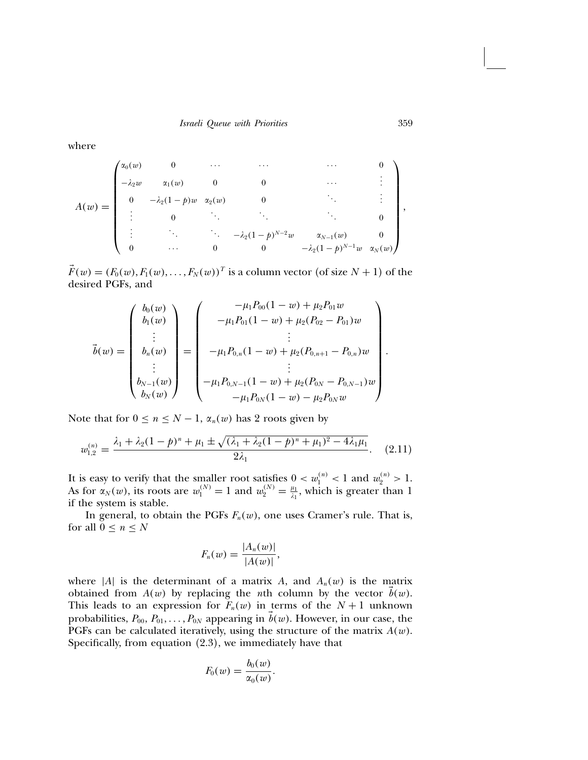where

$$
A(w) = \begin{pmatrix}
\alpha_0(w) & 0 & \cdots & \cdots & \cdots & 0 \\
-\lambda_2 w & \alpha_1(w) & 0 & 0 & \cdots & \vdots \\
0 & -\lambda_2(1-p)w & \alpha_2(w) & 0 & \ddots & \vdots \\
\vdots & 0 & \ddots & \ddots & \ddots & 0 \\
\vdots & \ddots & \ddots & -\lambda_2(1-p)^{N-2}w & \alpha_{N-1}(w) & 0 \\
0 & \cdots & 0 & 0 & -\lambda_2(1-p)^{N-1}w & \alpha_N(w)
\end{pmatrix},
$$

$\vec{F}(w) = (F_0(w), F_1(w), \ldots, F_N(w))^T$ is a column vector (of size $N+1$) of the desired PGFs, and

$$
\vec{b}(w) = \begin{pmatrix} b_0(w) \\ b_1(w) \\ \vdots \\ b_n(w) \\ \vdots \\ b_{N-1}(w) \\ b_N(w) \end{pmatrix} = \begin{pmatrix} -\mu_1 P_{00}(1-w) + \mu_2 P_{01} w \\ -\mu_1 P_{01}(1-w) + \mu_2 (P_{02} - P_{01}) w \\ \vdots \\ -\mu_1 P_{0,n}(1-w) + \mu_2 (P_{0,n+1} - P_{0,n}) w \\ \vdots \\ -\mu_1 P_{0,N-1}(1-w) + \mu_2 (P_{0N} - P_{0,N-1}) w \\ -\mu_1 P_{0N}(1-w) - \mu_2 P_{0N} w \end{pmatrix}.
$$

Note that for $0 \le n \le N-1$, $\alpha_n(w)$ has 2 roots given by

$$
w_{1,2}^{(n)} = \frac{\lambda_1 + \lambda_2(1-p)^n + \mu_1 \pm \sqrt{(\lambda_1 + \lambda_2(1-p)^n + \mu_1)^2 - 4\lambda_1\mu_1}}{2\lambda_1}. \quad (2.11)
$$

It is easy to verify that the smaller root satisfies $0 < w_1^{(n)} < 1$ and $w_2^{(n)} > 1$. As for $\alpha_N(w)$, its roots are $w_1^{(N)} = 1$ and $w_2^{(N)} = \frac{\mu_1}{\lambda_1}$, which is greater than 1 if the system is stable.

In general, to obtain the PGFs $F_n(w)$, one uses Cramer's rule. That is, for all $0 \le n \le N$

$$
F_n(w) = \frac{|A_n(w)|}{|A(w)|},
$$

where $|A|$ is the determinant of a matrix $A$, and $A_n(w)$ is the matrix obtained from $A(w)$ by replacing the $n$th column by the vector $\vec{b}(w)$. This leads to an expression for $F_n(w)$ in terms of the $N+1$ unknown probabilities, $P_{00}, P_{01}, \ldots, P_{0N}$ appearing in $\vec{b}(w)$. However, in our case, the PGFs can be calculated iteratively, using the structure of the matrix $A(w)$. Specifically, from equation (2.3), we immediately have that

$$
F_0(w) = \frac{b_0(w)}{\alpha_0(w)}.
$$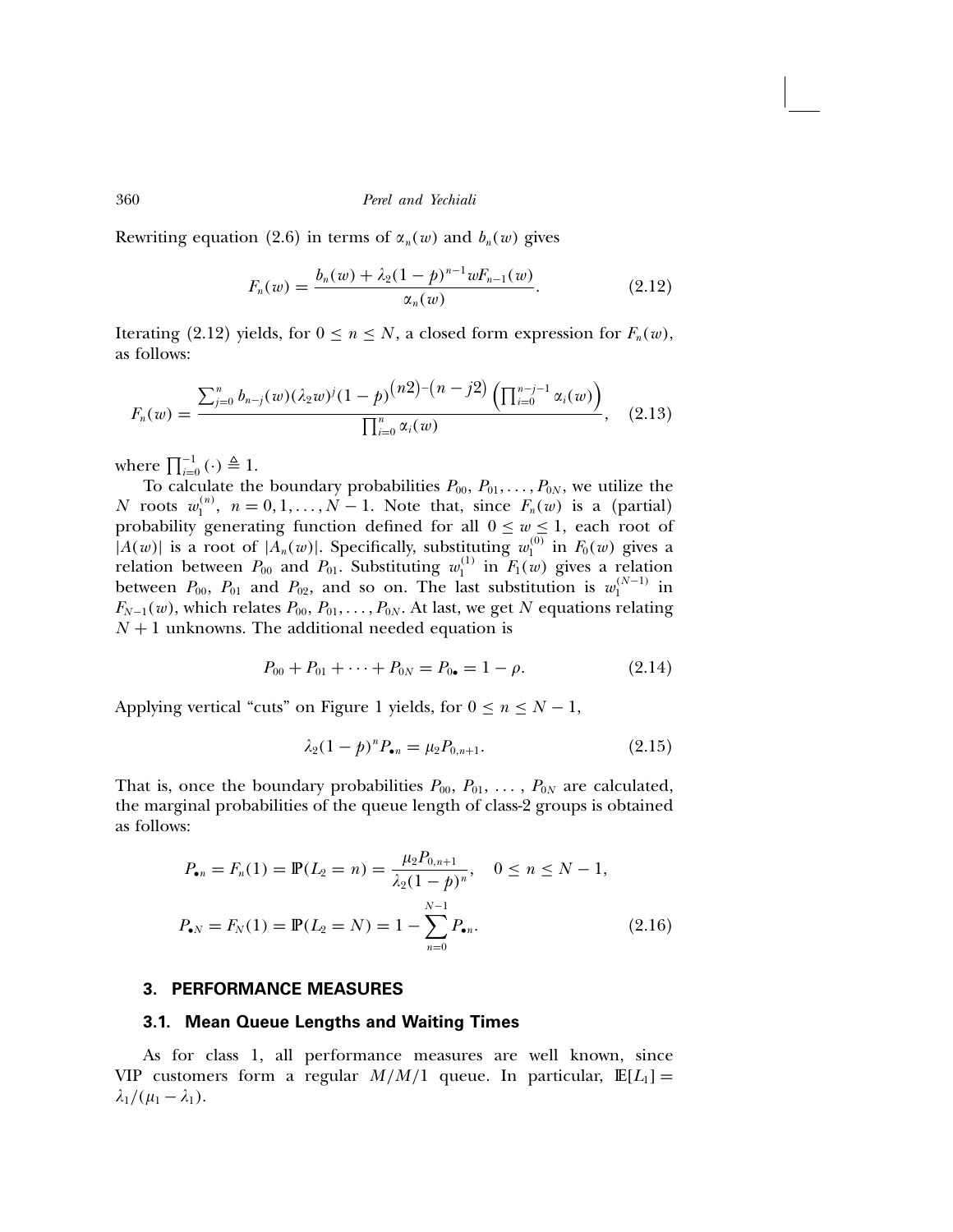Rewriting equation (2.6) in terms of $\alpha_n(w)$ and $b_n(w)$ gives

$$F_n(w) = \frac{b_n(w) + \lambda_2(1-p)^{n-1}wF_{n-1}(w)}{\alpha_n(w)}. \tag{2.12}$$

Iterating (2.12) yields, for $0 \le n \le N$, a closed form expression for $F_n(w)$, as follows:

$$F_n(w) = \frac{\sum_{j=0}^{n} b_{n-j}(w)(\lambda_2 w)^j (1-p)^{\left(n2\right)-\left(n-j2\right)} \left(\prod_{i=0}^{n-j-1} \alpha_i(w)\right)}{\prod_{i=0}^{n} \alpha_i(w)}, \tag{2.13}$$

where $\prod_{i=0}^{-1}(\cdot) \triangleq 1$.

To calculate the boundary probabilities $P_{00}, P_{01}, \ldots, P_{0N}$, we utilize the $N$ roots $w_1^{(n)}$, $n = 0, 1, \ldots, N-1$. Note that, since $F_n(w)$ is a (partial) probability generating function defined for all $0 \le w \le 1$, each root of $|A(w)|$ is a root of $|A_n(w)|$. Specifically, substituting $w_1^{(0)}$ in $F_0(w)$ gives a relation between $P_{00}$ and $P_{01}$. Substituting $w_1^{(1)}$ in $F_1(w)$ gives a relation between $P_{00}$, $P_{01}$ and $P_{02}$, and so on. The last substitution is $w_1^{(N-1)}$ in $F_{N-1}(w)$, which relates $P_{00}, P_{01}, \ldots, P_{0N}$. At last, we get $N$ equations relating $N+1$ unknowns. The additional needed equation is

$$P_{00} + P_{01} + \cdots + P_{0N} = P_{0\bullet} = 1 - \rho. \tag{2.14}$$

Applying vertical "cuts" on Figure 1 yields, for $0 \le n \le N-1$,

$$\lambda_2(1-p)^n P_{\bullet n} = \mu_2 P_{0,n+1}. \tag{2.15}$$

That is, once the boundary probabilities $P_{00}$, $P_{01}$, ..., $P_{0N}$ are calculated, the marginal probabilities of the queue length of class-2 groups is obtained as follows:

$$P_{\bullet n} = F_n(1) = \mathbb{P}(L_2 = n) = \frac{\mu_2 P_{0,n+1}}{\lambda_2(1-p)^n}, \quad 0 \le n \le N-1,$$
$$P_{\bullet N} = F_N(1) = \mathbb{P}(L_2 = N) = 1 - \sum_{n=0}^{N-1} P_{\bullet n}. \tag{2.16}$$

## 3. PERFORMANCE MEASURES

### 3.1. Mean Queue Lengths and Waiting Times

As for class 1, all performance measures are well known, since VIP customers form a regular $M/M/1$ queue. In particular, $\mathbb{E}[L_1] = \lambda_1/(\mu_1 - \lambda_1)$.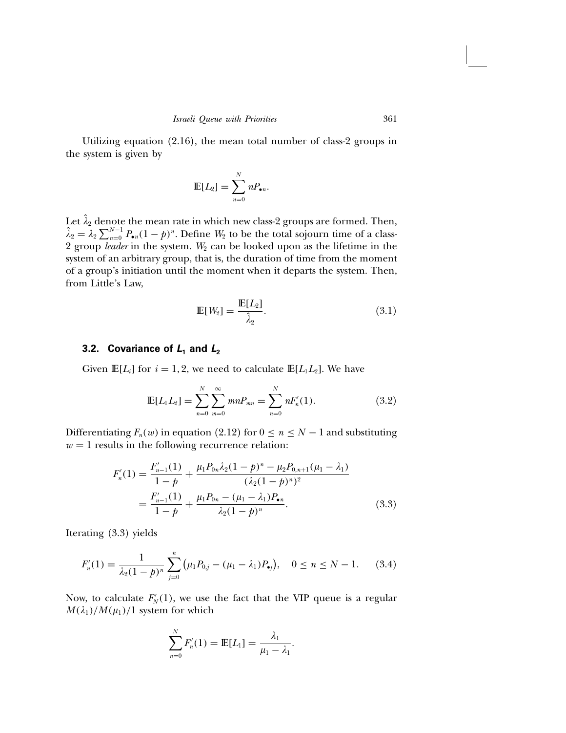Utilizing equation (2.16), the mean total number of class-2 groups in the system is given by

$$\mathbb{E}[L_2] = \sum_{n=0}^{N} nP_{\bullet n}.$$

Let $\hat{\lambda}_2$ denote the mean rate in which new class-2 groups are formed. Then, $\hat{\lambda}_2 = \lambda_2 \sum_{n=0}^{N-1} P_{\bullet n}(1-p)^n$. Define $W_2$ to be the total sojourn time of a class-2 group *leader* in the system. $W_2$ can be looked upon as the lifetime in the system of an arbitrary group, that is, the duration of time from the moment of a group's initiation until the moment when it departs the system. Then, from Little's Law,

$$\mathbb{E}[W_2] = \frac{\mathbb{E}[L_2]}{\hat{\lambda}_2}. \tag{3.1}$$

### 3.2. Covariance of $L_1$ and $L_2$

Given $\mathbb{E}[L_i]$ for $i = 1, 2$, we need to calculate $\mathbb{E}[L_1 L_2]$. We have

$$\mathbb{E}[L_1 L_2] = \sum_{n=0}^{N} \sum_{m=0}^{\infty} mnP_{mn} = \sum_{n=0}^{N} nF_n'(1). \tag{3.2}$$

Differentiating $F_n(w)$ in equation (2.12) for $0 \leq n \leq N-1$ and substituting $w = 1$ results in the following recurrence relation:

$$\begin{aligned} F_n'(1) &= \frac{F_{n-1}'(1)}{1-p} + \frac{\mu_1 P_{0n} \lambda_2 (1-p)^n - \mu_2 P_{0,n+1}(\mu_1 - \lambda_1)}{(\lambda_2(1-p)^n)^2} \\ &= \frac{F_{n-1}'(1)}{1-p} + \frac{\mu_1 P_{0n} - (\mu_1 - \lambda_1) P_{\bullet n}}{\lambda_2 (1-p)^n}. \end{aligned} \tag{3.3}$$

Iterating (3.3) yields

$$F_n'(1) = \frac{1}{\lambda_2(1-p)^n} \sum_{j=0}^{n} \left( \mu_1 P_{0,j} - (\mu_1 - \lambda_1) P_{\bullet j} \right), \quad 0 \leq n \leq N-1. \tag{3.4}$$

Now, to calculate $F_N'(1)$, we use the fact that the VIP queue is a regular $M(\lambda_1)/M(\mu_1)/1$ system for which

$$\sum_{n=0}^{N} F_n'(1) = \mathbb{E}[L_1] = \frac{\lambda_1}{\mu_1 - \lambda_1}.$$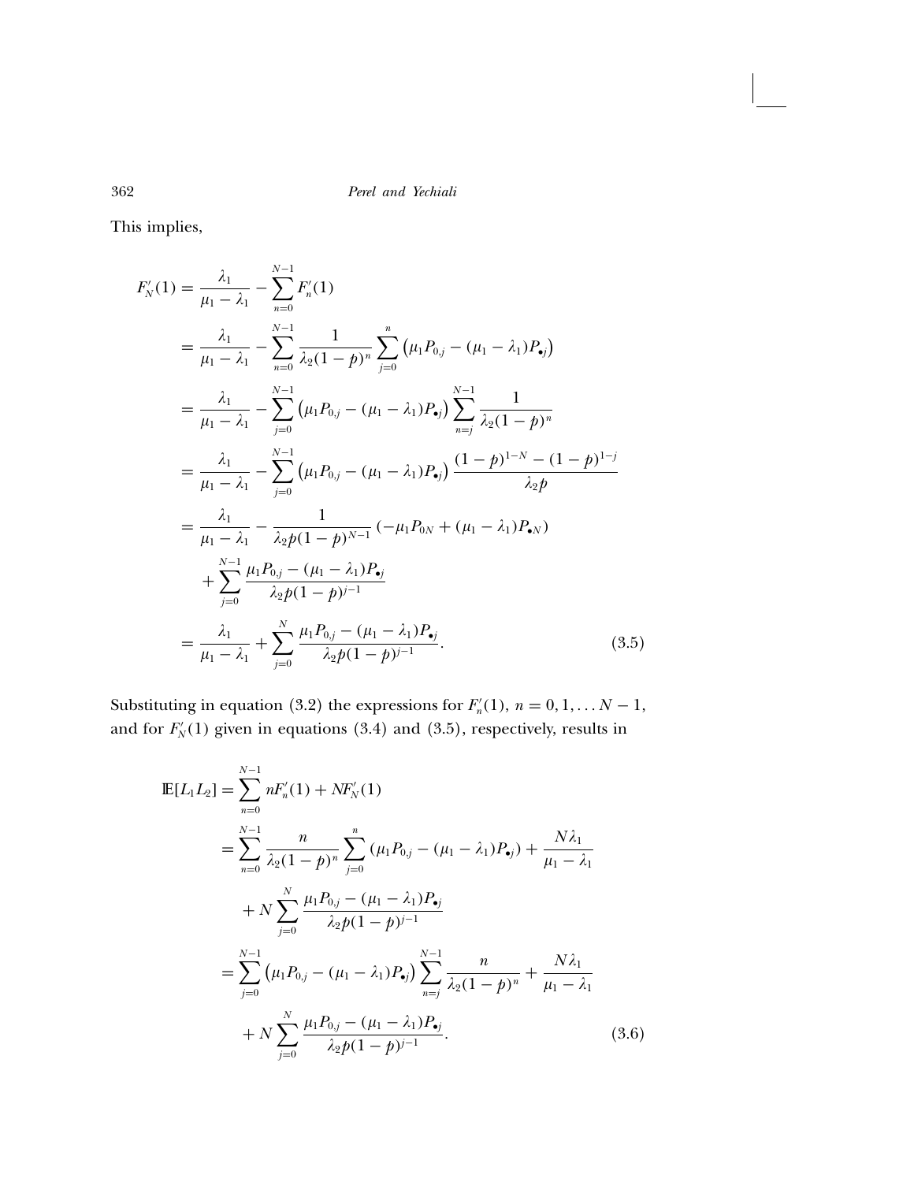This implies,

$$
\begin{aligned}
F_N'(1) &= \frac{\lambda_1}{\mu_1 - \lambda_1} - \sum_{n=0}^{N-1} F_n'(1) \\
&= \frac{\lambda_1}{\mu_1 - \lambda_1} - \sum_{n=0}^{N-1} \frac{1}{\lambda_2(1-p)^n} \sum_{j=0}^{n} \left(\mu_1 P_{0,j} - (\mu_1 - \lambda_1) P_{\bullet j}\right) \\
&= \frac{\lambda_1}{\mu_1 - \lambda_1} - \sum_{j=0}^{N-1} \left(\mu_1 P_{0,j} - (\mu_1 - \lambda_1) P_{\bullet j}\right) \sum_{n=j}^{N-1} \frac{1}{\lambda_2(1-p)^n} \\
&= \frac{\lambda_1}{\mu_1 - \lambda_1} - \sum_{j=0}^{N-1} \left(\mu_1 P_{0,j} - (\mu_1 - \lambda_1) P_{\bullet j}\right) \frac{(1-p)^{1-N} - (1-p)^{1-j}}{\lambda_2 p} \\
&= \frac{\lambda_1}{\mu_1 - \lambda_1} - \frac{1}{\lambda_2 p (1-p)^{N-1}} \left(-\mu_1 P_{0N} + (\mu_1 - \lambda_1) P_{\bullet N}\right) \\
&\quad + \sum_{j=0}^{N-1} \frac{\mu_1 P_{0,j} - (\mu_1 - \lambda_1) P_{\bullet j}}{\lambda_2 p (1-p)^{j-1}} \\
&= \frac{\lambda_1}{\mu_1 - \lambda_1} + \sum_{j=0}^{N} \frac{\mu_1 P_{0,j} - (\mu_1 - \lambda_1) P_{\bullet j}}{\lambda_2 p (1-p)^{j-1}}.
\end{aligned}
\tag{3.5}
$$

Substituting in equation (3.2) the expressions for $F_n'(1)$, $n = 0, 1, \ldots N-1$, and for $F_N'(1)$ given in equations (3.4) and (3.5), respectively, results in

$$
\begin{aligned}
\mathbb{E}[L_1 L_2] &= \sum_{n=0}^{N-1} n F_n'(1) + N F_N'(1) \\
&= \sum_{n=0}^{N-1} \frac{n}{\lambda_2(1-p)^n} \sum_{j=0}^{n} (\mu_1 P_{0,j} - (\mu_1 - \lambda_1) P_{\bullet j}) + \frac{N\lambda_1}{\mu_1 - \lambda_1} \\
&\quad + N \sum_{j=0}^{N} \frac{\mu_1 P_{0,j} - (\mu_1 - \lambda_1) P_{\bullet j}}{\lambda_2 p (1-p)^{j-1}} \\
&= \sum_{j=0}^{N-1} \left(\mu_1 P_{0,j} - (\mu_1 - \lambda_1) P_{\bullet j}\right) \sum_{n=j}^{N-1} \frac{n}{\lambda_2(1-p)^n} + \frac{N\lambda_1}{\mu_1 - \lambda_1} \\
&\quad + N \sum_{j=0}^{N} \frac{\mu_1 P_{0,j} - (\mu_1 - \lambda_1) P_{\bullet j}}{\lambda_2 p (1-p)^{j-1}}.
\end{aligned}
\tag{3.6}
$$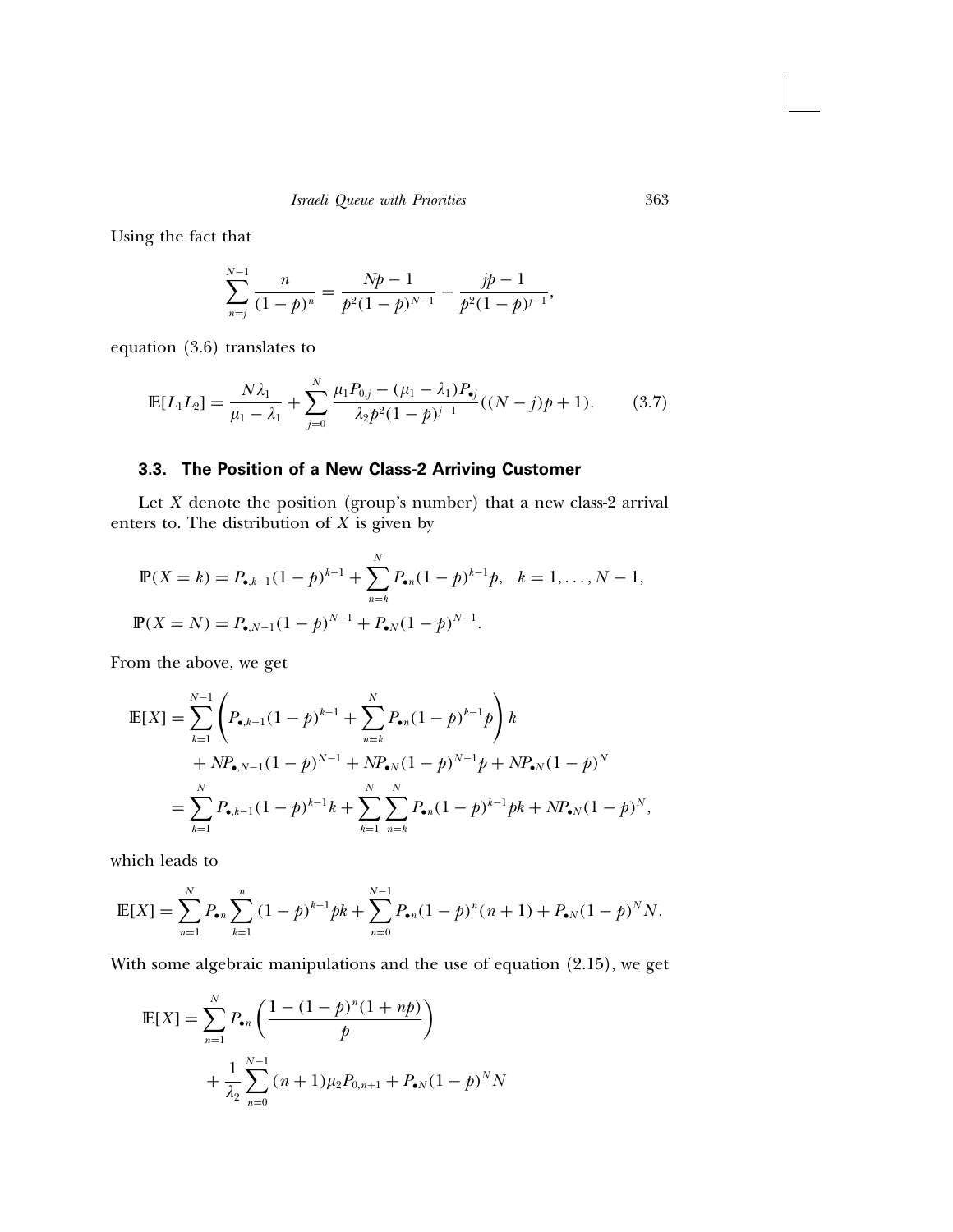Using the fact that

$$\sum_{n=j}^{N-1} \frac{n}{(1-p)^n} = \frac{Np-1}{p^2(1-p)^{N-1}} - \frac{jp-1}{p^2(1-p)^{j-1}},$$

equation (3.6) translates to

$$\mathbb{E}[L_1 L_2] = \frac{N\lambda_1}{\mu_1 - \lambda_1} + \sum_{j=0}^{N} \frac{\mu_1 P_{0,j} - (\mu_1 - \lambda_1) P_{\bullet j}}{\lambda_2 p^2 (1-p)^{j-1}} ((N-j)p + 1). \tag{3.7}$$

### 3.3. The Position of a New Class-2 Arriving Customer

Let $X$ denote the position (group's number) that a new class-2 arrival enters to. The distribution of $X$ is given by

$$\mathbb{P}(X = k) = P_{\bullet,k-1}(1-p)^{k-1} + \sum_{n=k}^{N} P_{\bullet n}(1-p)^{k-1}p, \quad k = 1, \ldots, N-1,$$

$$\mathbb{P}(X = N) = P_{\bullet,N-1}(1-p)^{N-1} + P_{\bullet N}(1-p)^{N-1}.$$

From the above, we get

$$\begin{aligned}
\mathbb{E}[X] &= \sum_{k=1}^{N-1} \left( P_{\bullet,k-1}(1-p)^{k-1} + \sum_{n=k}^{N} P_{\bullet n}(1-p)^{k-1}p \right) k \\
&\quad + NP_{\bullet,N-1}(1-p)^{N-1} + NP_{\bullet N}(1-p)^{N-1}p + NP_{\bullet N}(1-p)^{N} \\
&= \sum_{k=1}^{N} P_{\bullet,k-1}(1-p)^{k-1}k + \sum_{k=1}^{N}\sum_{n=k}^{N} P_{\bullet n}(1-p)^{k-1}pk + NP_{\bullet N}(1-p)^{N},
\end{aligned}$$

which leads to

$$\mathbb{E}[X] = \sum_{n=1}^{N} P_{\bullet n} \sum_{k=1}^{n} (1-p)^{k-1}pk + \sum_{n=0}^{N-1} P_{\bullet n}(1-p)^{n}(n+1) + P_{\bullet N}(1-p)^{N}N.$$

With some algebraic manipulations and the use of equation (2.15), we get

$$\begin{aligned}
\mathbb{E}[X] &= \sum_{n=1}^{N} P_{\bullet n} \left( \frac{1-(1-p)^n(1+np)}{p} \right) \\
&\quad + \frac{1}{\lambda_2} \sum_{n=0}^{N-1} (n+1)\mu_2 P_{0,n+1} + P_{\bullet N}(1-p)^{N}N
\end{aligned}$$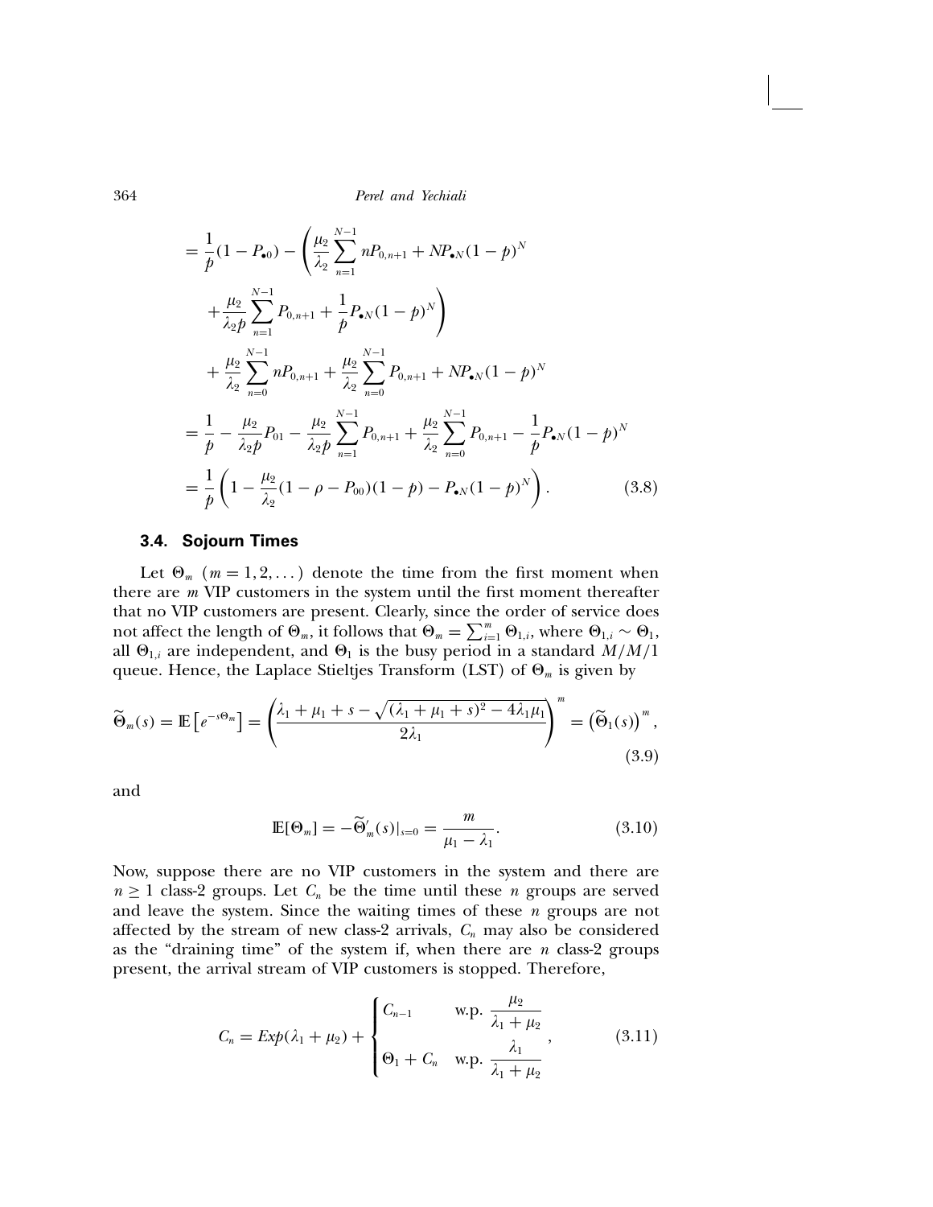$$
\begin{aligned}
&= \frac{1}{p}(1 - P_{\bullet 0}) - \left( \frac{\mu_2}{\lambda_2} \sum_{n=1}^{N-1} nP_{0,n+1} + NP_{\bullet N}(1-p)^N \right. \\
&\quad \left. + \frac{\mu_2}{\lambda_2 p} \sum_{n=1}^{N-1} P_{0,n+1} + \frac{1}{p} P_{\bullet N}(1-p)^N \right) \\
&\quad + \frac{\mu_2}{\lambda_2} \sum_{n=0}^{N-1} nP_{0,n+1} + \frac{\mu_2}{\lambda_2} \sum_{n=0}^{N-1} P_{0,n+1} + NP_{\bullet N}(1-p)^N \\
&= \frac{1}{p} - \frac{\mu_2}{\lambda_2 p} P_{01} - \frac{\mu_2}{\lambda_2 p} \sum_{n=1}^{N-1} P_{0,n+1} + \frac{\mu_2}{\lambda_2} \sum_{n=0}^{N-1} P_{0,n+1} - \frac{1}{p} P_{\bullet N}(1-p)^N \\
&= \frac{1}{p} \left( 1 - \frac{\mu_2}{\lambda_2}(1 - \rho - P_{00})(1-p) - P_{\bullet N}(1-p)^N \right). \qquad (3.8)
\end{aligned}
$$

### 3.4. Sojourn Times

Let $\Theta_m$ $(m = 1, 2, \dots)$ denote the time from the first moment when there are $m$ VIP customers in the system until the first moment thereafter that no VIP customers are present. Clearly, since the order of service does not affect the length of $\Theta_m$, it follows that $\Theta_m = \sum_{i=1}^{m} \Theta_{1,i}$, where $\Theta_{1,i} \sim \Theta_1$, all $\Theta_{1,i}$ are independent, and $\Theta_1$ is the busy period in a standard $M/M/1$ queue. Hence, the Laplace Stieltjes Transform (LST) of $\Theta_m$ is given by

$$
\widetilde{\Theta}_m(s) = \mathbb{E}\left[e^{-s\Theta_m}\right] = \left( \frac{\lambda_1 + \mu_1 + s - \sqrt{(\lambda_1 + \mu_1 + s)^2 - 4\lambda_1\mu_1}}{2\lambda_1} \right)^m = \left(\widetilde{\Theta}_1(s)\right)^m, \qquad (3.9)
$$

and

$$
\mathbb{E}[\Theta_m] = -\widetilde{\Theta}'_m(s)|_{s=0} = \frac{m}{\mu_1 - \lambda_1}. \qquad (3.10)
$$

Now, suppose there are no VIP customers in the system and there are $n \geq 1$ class-2 groups. Let $C_n$ be the time until these $n$ groups are served and leave the system. Since the waiting times of these $n$ groups are not affected by the stream of new class-2 arrivals, $C_n$ may also be considered as the "draining time" of the system if, when there are $n$ class-2 groups present, the arrival stream of VIP customers is stopped. Therefore,

$$
C_n = Exp(\lambda_1 + \mu_2) + \begin{cases} C_{n-1} & \text{w.p. } \dfrac{\mu_2}{\lambda_1 + \mu_2} \\[2ex] \Theta_1 + C_n & \text{w.p. } \dfrac{\lambda_1}{\lambda_1 + \mu_2} \end{cases}, \qquad (3.11)
$$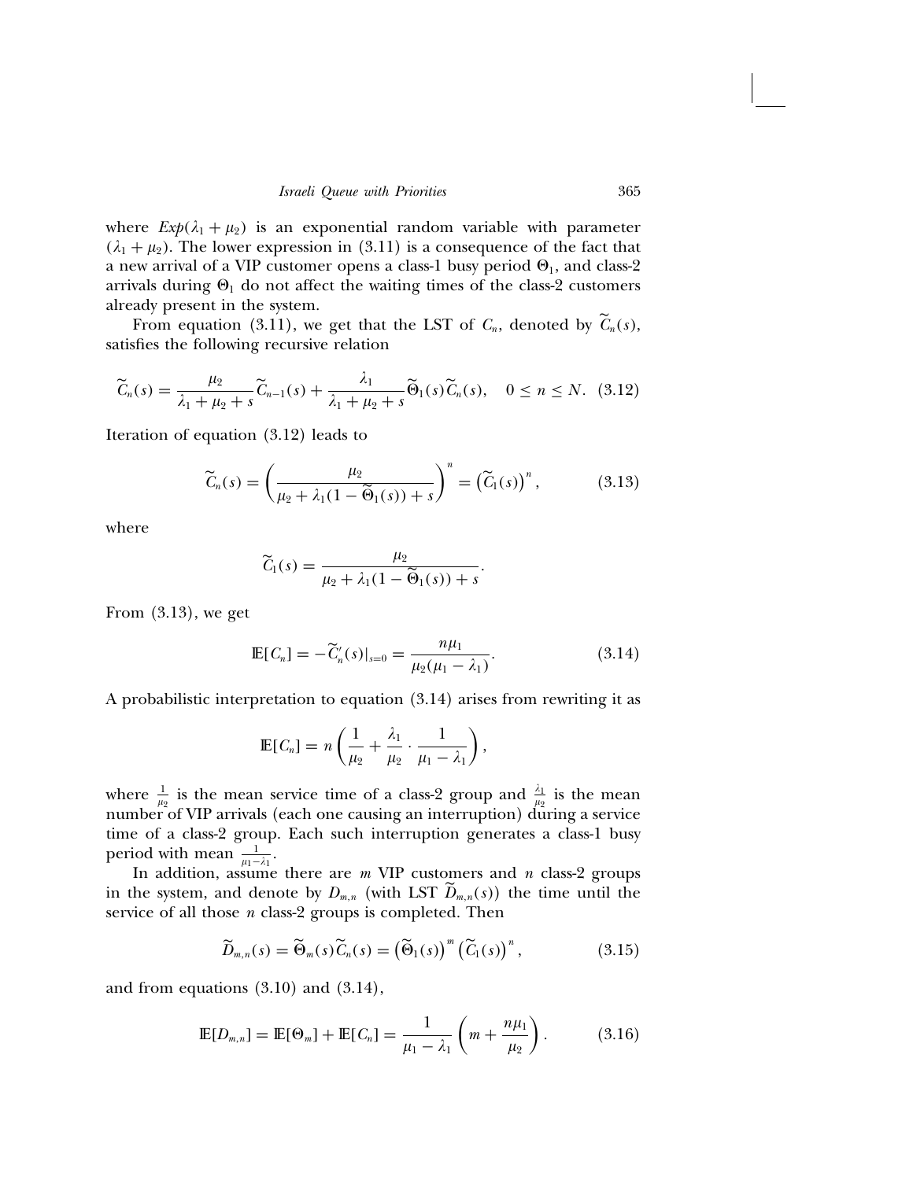where $Exp(\lambda_1 + \mu_2)$ is an exponential random variable with parameter $(\lambda_1 + \mu_2)$. The lower expression in (3.11) is a consequence of the fact that a new arrival of a VIP customer opens a class-1 busy period $\Theta_1$, and class-2 arrivals during $\Theta_1$ do not affect the waiting times of the class-2 customers already present in the system.

From equation (3.11), we get that the LST of $C_n$, denoted by $\widetilde{C}_n(s)$, satisfies the following recursive relation

$$\widetilde{C}_n(s) = \frac{\mu_2}{\lambda_1 + \mu_2 + s}\widetilde{C}_{n-1}(s) + \frac{\lambda_1}{\lambda_1 + \mu_2 + s}\widetilde{\Theta}_1(s)\widetilde{C}_n(s), \quad 0 \le n \le N. \quad (3.12)$$

Iteration of equation (3.12) leads to

$$\widetilde{C}_n(s) = \left(\frac{\mu_2}{\mu_2 + \lambda_1(1 - \widetilde{\Theta}_1(s)) + s}\right)^n = \left(\widetilde{C}_1(s)\right)^n, \quad (3.13)$$

where

$$\widetilde{C}_1(s) = \frac{\mu_2}{\mu_2 + \lambda_1(1 - \widetilde{\Theta}_1(s)) + s}.$$

From (3.13), we get

$$\mathbb{E}[C_n] = -\widetilde{C}_n'(s)|_{s=0} = \frac{n\mu_1}{\mu_2(\mu_1 - \lambda_1)}. \quad (3.14)$$

A probabilistic interpretation to equation (3.14) arises from rewriting it as

$$\mathbb{E}[C_n] = n\left(\frac{1}{\mu_2} + \frac{\lambda_1}{\mu_2} \cdot \frac{1}{\mu_1 - \lambda_1}\right),$$

where $\frac{1}{\mu_2}$ is the mean service time of a class-2 group and $\frac{\lambda_1}{\mu_2}$ is the mean number of VIP arrivals (each one causing an interruption) during a service time of a class-2 group. Each such interruption generates a class-1 busy period with mean $\frac{1}{\mu_1 - \lambda_1}$.

In addition, assume there are $m$ VIP customers and $n$ class-2 groups in the system, and denote by $D_{m,n}$ (with LST $\widetilde{D}_{m,n}(s)$) the time until the service of all those $n$ class-2 groups is completed. Then

$$\widetilde{D}_{m,n}(s) = \widetilde{\Theta}_m(s)\widetilde{C}_n(s) = \left(\widetilde{\Theta}_1(s)\right)^m\left(\widetilde{C}_1(s)\right)^n, \quad (3.15)$$

and from equations (3.10) and (3.14),

$$\mathbb{E}[D_{m,n}] = \mathbb{E}[\Theta_m] + \mathbb{E}[C_n] = \frac{1}{\mu_1 - \lambda_1}\left(m + \frac{n\mu_1}{\mu_2}\right). \quad (3.16)$$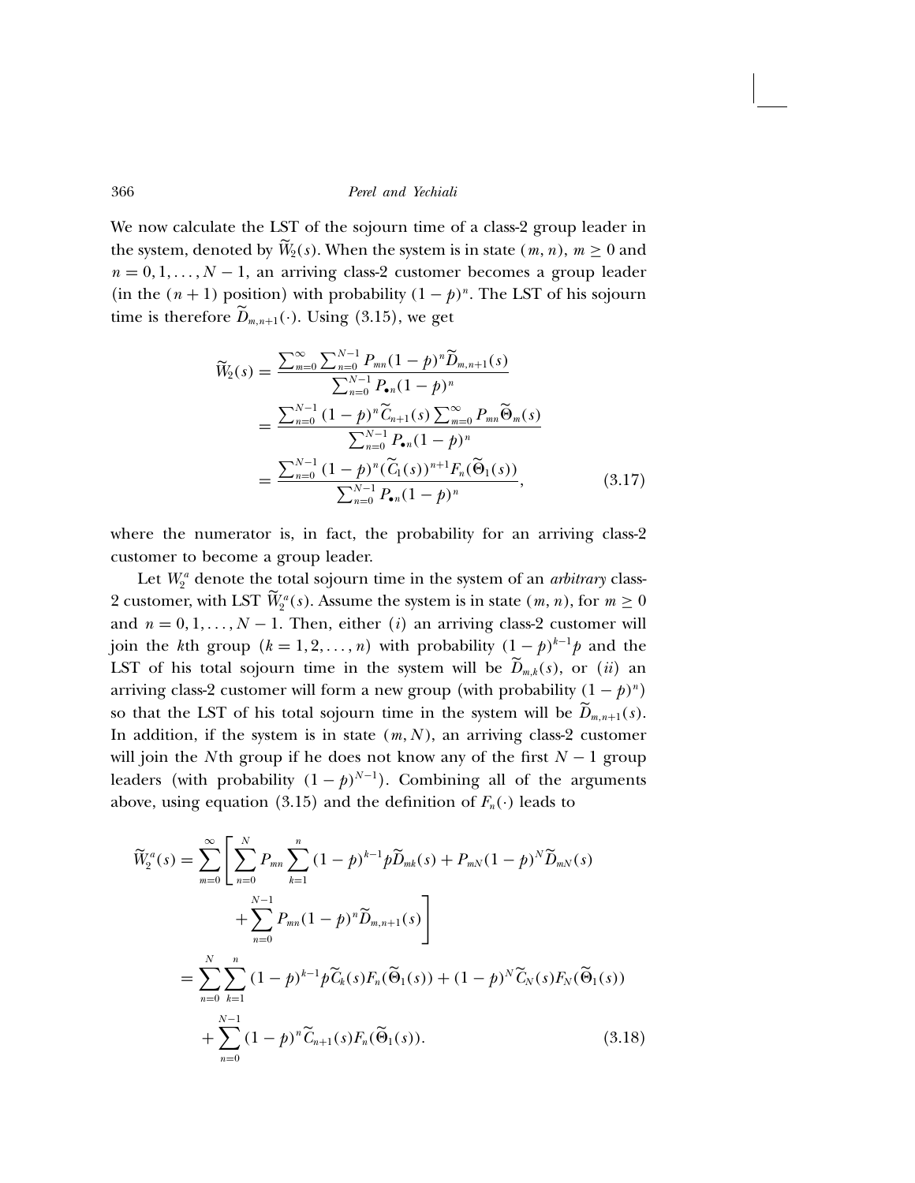We now calculate the LST of the sojourn time of a class-2 group leader in the system, denoted by $\widetilde{W}_2(s)$. When the system is in state $(m, n)$, $m \geq 0$ and $n = 0, 1, \ldots, N-1$, an arriving class-2 customer becomes a group leader (in the $(n+1)$ position) with probability $(1-p)^n$. The LST of his sojourn time is therefore $\widetilde{D}_{m,n+1}(\cdot)$. Using (3.15), we get

$$
\begin{aligned}
\widetilde{W}_2(s) &= \frac{\sum_{m=0}^{\infty} \sum_{n=0}^{N-1} P_{mn}(1-p)^n \widetilde{D}_{m,n+1}(s)}{\sum_{n=0}^{N-1} P_{\bullet n}(1-p)^n} \\
&= \frac{\sum_{n=0}^{N-1} (1-p)^n \widetilde{C}_{n+1}(s) \sum_{m=0}^{\infty} P_{mn} \widetilde{\Theta}_m(s)}{\sum_{n=0}^{N-1} P_{\bullet n}(1-p)^n} \\
&= \frac{\sum_{n=0}^{N-1} (1-p)^n (\widetilde{C}_1(s))^{n+1} F_n(\widetilde{\Theta}_1(s))}{\sum_{n=0}^{N-1} P_{\bullet n}(1-p)^n}, \qquad (3.17)
\end{aligned}
$$

where the numerator is, in fact, the probability for an arriving class-2 customer to become a group leader.

Let $W_2^a$ denote the total sojourn time in the system of an *arbitrary* class-2 customer, with LST $\widetilde{W}_2^a(s)$. Assume the system is in state $(m, n)$, for $m \geq 0$ and $n = 0, 1, \ldots, N-1$. Then, either $(i)$ an arriving class-2 customer will join the $k$th group $(k = 1, 2, \ldots, n)$ with probability $(1-p)^{k-1}p$ and the LST of his total sojourn time in the system will be $\widetilde{D}_{m,k}(s)$, or $(ii)$ an arriving class-2 customer will form a new group (with probability $(1-p)^n$) so that the LST of his total sojourn time in the system will be $\widetilde{D}_{m,n+1}(s)$. In addition, if the system is in state $(m, N)$, an arriving class-2 customer will join the $N$th group if he does not know any of the first $N-1$ group leaders (with probability $(1-p)^{N-1}$). Combining all of the arguments above, using equation (3.15) and the definition of $F_n(\cdot)$ leads to

$$
\begin{aligned}
\widetilde{W}_2^a(s) &= \sum_{m=0}^{\infty} \left[ \sum_{n=0}^{N} P_{mn} \sum_{k=1}^{n} (1-p)^{k-1} p \widetilde{D}_{mk}(s) + P_{mN}(1-p)^N \widetilde{D}_{mN}(s) \right. \\
&\qquad \left. + \sum_{n=0}^{N-1} P_{mn}(1-p)^n \widetilde{D}_{m,n+1}(s) \right] \\
&= \sum_{n=0}^{N} \sum_{k=1}^{n} (1-p)^{k-1} p \widetilde{C}_k(s) F_n(\widetilde{\Theta}_1(s)) + (1-p)^N \widetilde{C}_N(s) F_N(\widetilde{\Theta}_1(s)) \\
&\quad + \sum_{n=0}^{N-1} (1-p)^n \widetilde{C}_{n+1}(s) F_n(\widetilde{\Theta}_1(s)). \qquad (3.18)
\end{aligned}
$$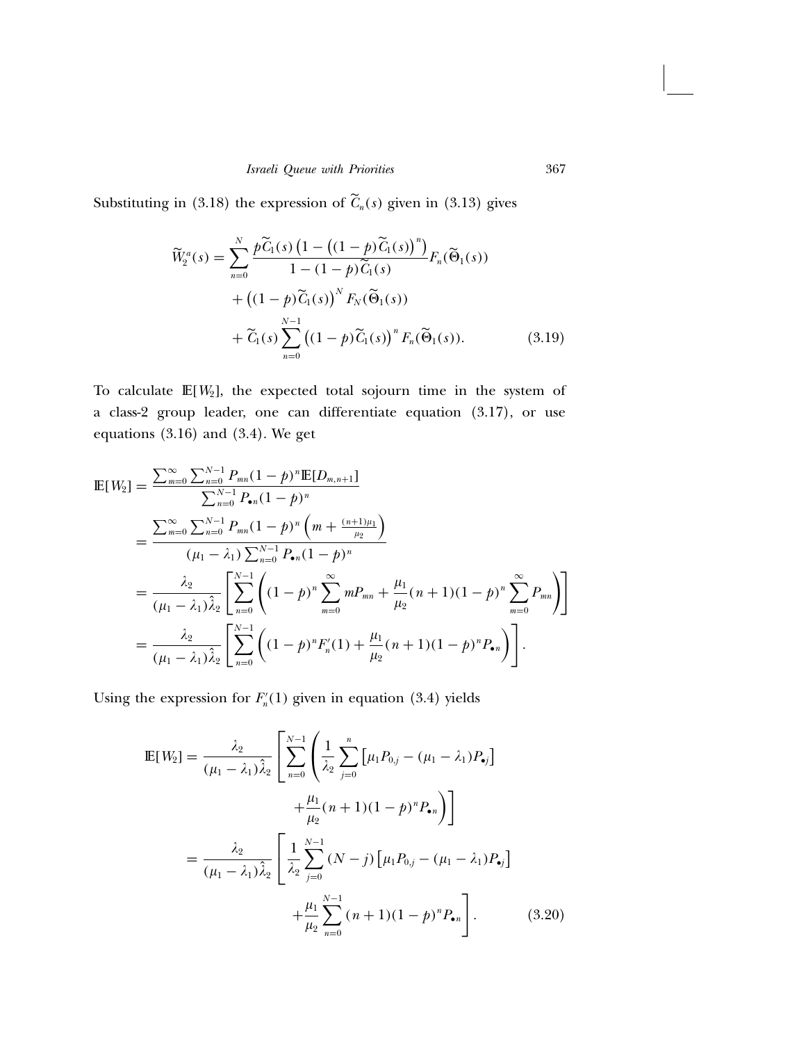Substituting in (3.18) the expression of $\widetilde{C}_n(s)$ given in (3.13) gives

$$
\begin{aligned}
\widetilde{W}_2^a(s) = \sum_{n=0}^{N} & \frac{p\widetilde{C}_1(s)\left(1-\left((1-p)\widetilde{C}_1(s)\right)^n\right)}{1-(1-p)\widetilde{C}_1(s)} F_n(\widetilde{\Theta}_1(s)) \\
& + \left((1-p)\widetilde{C}_1(s)\right)^N F_N(\widetilde{\Theta}_1(s)) \\
& + \widetilde{C}_1(s) \sum_{n=0}^{N-1} \left((1-p)\widetilde{C}_1(s)\right)^n F_n(\widetilde{\Theta}_1(s)). \qquad (3.19)
\end{aligned}
$$

To calculate $\mathbb{E}[W_2]$, the expected total sojourn time in the system of a class-2 group leader, one can differentiate equation (3.17), or use equations (3.16) and (3.4). We get

$$
\begin{aligned}
\mathbb{E}[W_2] &= \frac{\sum_{m=0}^{\infty}\sum_{n=0}^{N-1} P_{mn}(1-p)^n \mathbb{E}[D_{m,n+1}]}{\sum_{n=0}^{N-1} P_{\bullet n}(1-p)^n} \\
&= \frac{\sum_{m=0}^{\infty}\sum_{n=0}^{N-1} P_{mn}(1-p)^n \left(m + \frac{(n+1)\mu_1}{\mu_2}\right)}{(\mu_1-\lambda_1)\sum_{n=0}^{N-1} P_{\bullet n}(1-p)^n} \\
&= \frac{\lambda_2}{(\mu_1-\lambda_1)\hat{\lambda}_2}\left[\sum_{n=0}^{N-1}\left((1-p)^n\sum_{m=0}^{\infty} mP_{mn} + \frac{\mu_1}{\mu_2}(n+1)(1-p)^n \sum_{m=0}^{\infty} P_{mn}\right)\right] \\
&= \frac{\lambda_2}{(\mu_1-\lambda_1)\hat{\lambda}_2}\left[\sum_{n=0}^{N-1}\left((1-p)^n F_n'(1) + \frac{\mu_1}{\mu_2}(n+1)(1-p)^n P_{\bullet n}\right)\right].
\end{aligned}
$$

Using the expression for $F_n'(1)$ given in equation (3.4) yields

$$
\begin{aligned}
\mathbb{E}[W_2] &= \frac{\lambda_2}{(\mu_1-\lambda_1)\hat{\lambda}_2}\left[\sum_{n=0}^{N-1}\left(\frac{1}{\lambda_2}\sum_{j=0}^{n}\left[\mu_1 P_{0,j} - (\mu_1-\lambda_1)P_{\bullet j}\right]\right.\right. \\
&\qquad\qquad \left.\left. + \frac{\mu_1}{\mu_2}(n+1)(1-p)^n P_{\bullet n}\right)\right] \\
&= \frac{\lambda_2}{(\mu_1-\lambda_1)\hat{\lambda}_2}\left[\frac{1}{\lambda_2}\sum_{j=0}^{N-1}(N-j)\left[\mu_1 P_{0,j} - (\mu_1-\lambda_1)P_{\bullet j}\right]\right. \\
&\qquad\qquad \left. + \frac{\mu_1}{\mu_2}\sum_{n=0}^{N-1}(n+1)(1-p)^n P_{\bullet n}\right]. \qquad (3.20)
\end{aligned}
$$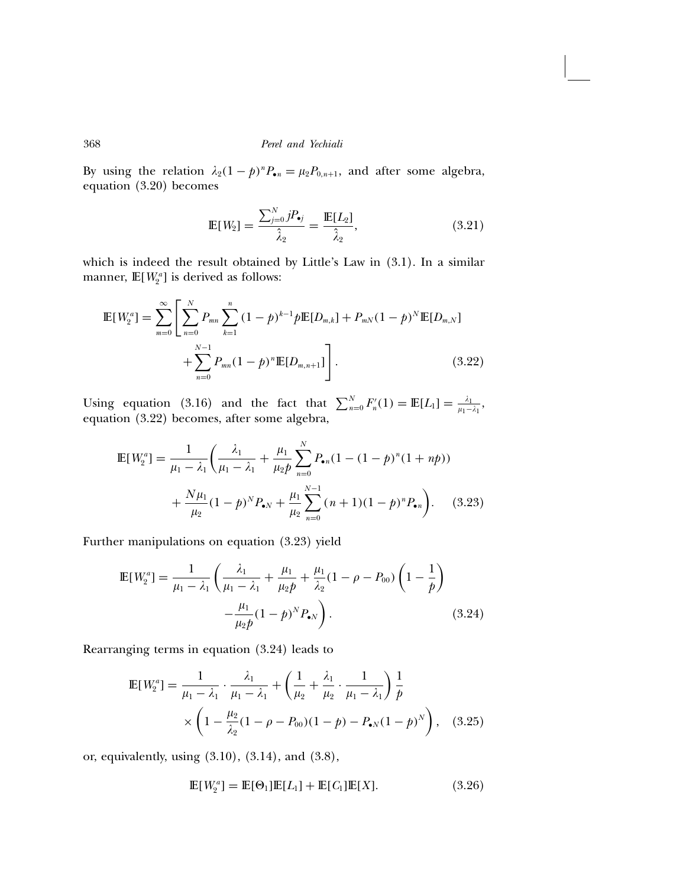By using the relation $\lambda_2(1-p)^n P_{\bullet n} = \mu_2 P_{0,n+1}$, and after some algebra, equation (3.20) becomes

$$\mathbb{E}[W_2] = \frac{\sum_{j=0}^{N} jP_{\bullet j}}{\hat{\lambda}_2} = \frac{\mathbb{E}[L_2]}{\hat{\lambda}_2}, \tag{3.21}$$

which is indeed the result obtained by Little's Law in (3.1). In a similar manner, $\mathbb{E}[W_2^a]$ is derived as follows:

$$\begin{aligned}\mathbb{E}[W_2^a] = \sum_{m=0}^{\infty} \Bigg[ & \sum_{n=0}^{N} P_{mn} \sum_{k=1}^{n} (1-p)^{k-1} p \mathbb{E}[D_{m,k}] + P_{mN}(1-p)^N \mathbb{E}[D_{m,N}] \\ & + \sum_{n=0}^{N-1} P_{mn}(1-p)^n \mathbb{E}[D_{m,n+1}] \Bigg]. \end{aligned} \tag{3.22}$$

Using equation (3.16) and the fact that $\sum_{n=0}^{N} F_n'(1) = \mathbb{E}[L_1] = \frac{\lambda_1}{\mu_1 - \lambda_1}$, equation (3.22) becomes, after some algebra,

$$\begin{aligned}\mathbb{E}[W_2^a] = \frac{1}{\mu_1 - \lambda_1} \Bigg( & \frac{\lambda_1}{\mu_1 - \lambda_1} + \frac{\mu_1}{\mu_2 p} \sum_{n=0}^{N} P_{\bullet n}(1 - (1-p)^n(1+np)) \\ & + \frac{N\mu_1}{\mu_2}(1-p)^N P_{\bullet N} + \frac{\mu_1}{\mu_2} \sum_{n=0}^{N-1} (n+1)(1-p)^n P_{\bullet n} \Bigg). \end{aligned} \tag{3.23}$$

Further manipulations on equation (3.23) yield

$$\begin{aligned}\mathbb{E}[W_2^a] = \frac{1}{\mu_1 - \lambda_1} \Bigg( & \frac{\lambda_1}{\mu_1 - \lambda_1} + \frac{\mu_1}{\mu_2 p} + \frac{\mu_1}{\lambda_2}(1 - \rho - P_{00}) \left(1 - \frac{1}{p}\right) \\ & - \frac{\mu_1}{\mu_2 p}(1-p)^N P_{\bullet N} \Bigg). \end{aligned} \tag{3.24}$$

Rearranging terms in equation (3.24) leads to

$$\begin{aligned}\mathbb{E}[W_2^a] = & \frac{1}{\mu_1 - \lambda_1} \cdot \frac{\lambda_1}{\mu_1 - \lambda_1} + \left( \frac{1}{\mu_2} + \frac{\lambda_1}{\mu_2} \cdot \frac{1}{\mu_1 - \lambda_1} \right) \frac{1}{p} \\ & \times \left( 1 - \frac{\mu_2}{\lambda_2}(1 - \rho - P_{00})(1-p) - P_{\bullet N}(1-p)^N \right), \end{aligned} \tag{3.25}$$

or, equivalently, using (3.10), (3.14), and (3.8),

$$\mathbb{E}[W_2^a] = \mathbb{E}[\Theta_1]\mathbb{E}[L_1] + \mathbb{E}[C_1]\mathbb{E}[X]. \tag{3.26}$$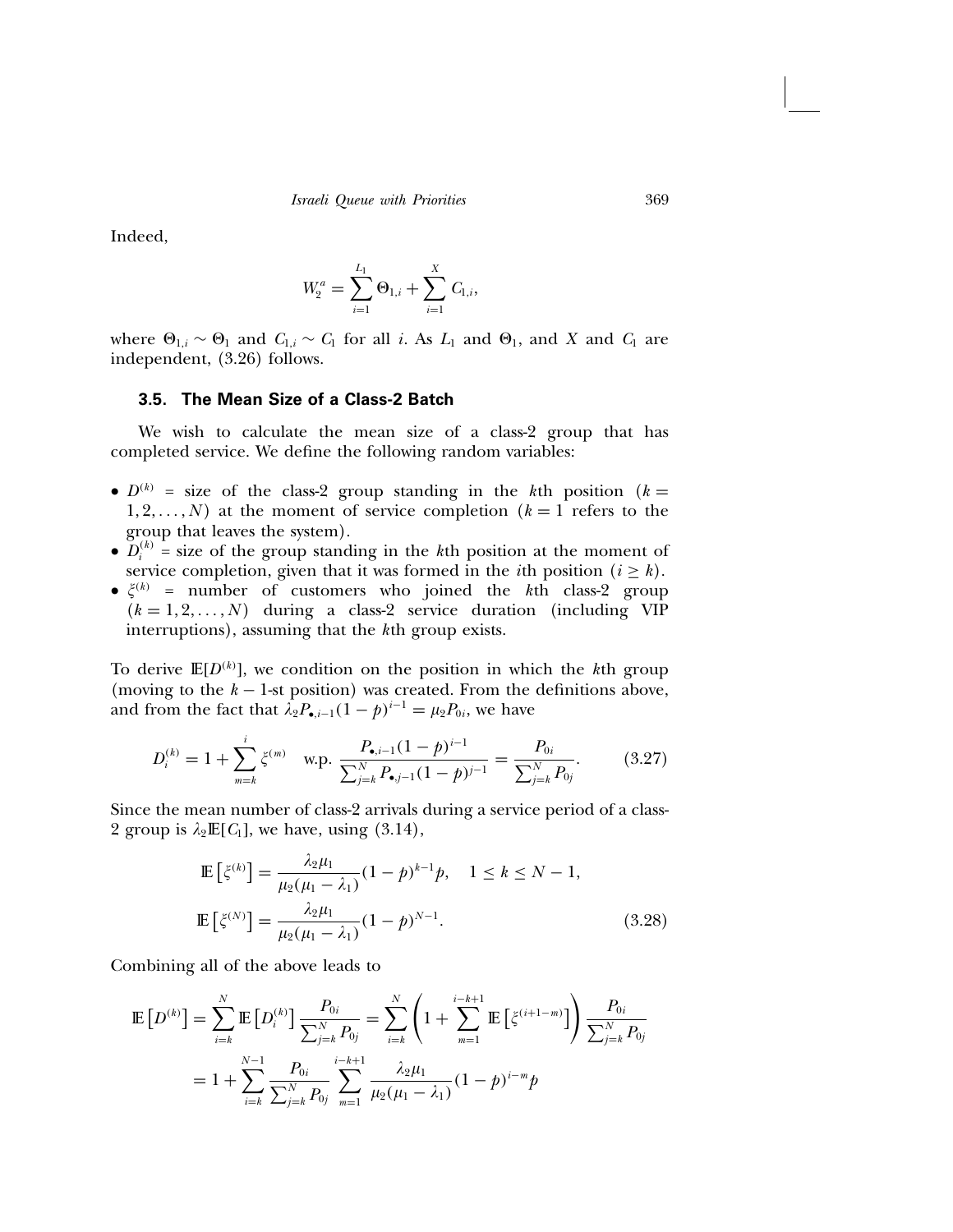Indeed,

$$W_2^a = \sum_{i=1}^{L_1} \Theta_{1,i} + \sum_{i=1}^{X} C_{1,i},$$

where $\Theta_{1,i} \sim \Theta_1$ and $C_{1,i} \sim C_1$ for all $i$. As $L_1$ and $\Theta_1$, and $X$ and $C_1$ are independent, (3.26) follows.

### 3.5. The Mean Size of a Class-2 Batch

We wish to calculate the mean size of a class-2 group that has completed service. We define the following random variables:

- $D^{(k)}$ = size of the class-2 group standing in the $k$th position ($k = 1, 2, \ldots, N$) at the moment of service completion ($k = 1$ refers to the group that leaves the system).
- $D_i^{(k)}$ = size of the group standing in the $k$th position at the moment of service completion, given that it was formed in the $i$th position ($i \geq k$).
- $\xi^{(k)}$ = number of customers who joined the $k$th class-2 group ($k = 1, 2, \ldots, N$) during a class-2 service duration (including VIP interruptions), assuming that the $k$th group exists.

To derive $\mathbb{E}[D^{(k)}]$, we condition on the position in which the $k$th group (moving to the $k-1$-st position) was created. From the definitions above, and from the fact that $\lambda_2 P_{\bullet,i-1}(1-p)^{i-1} = \mu_2 P_{0i}$, we have

$$D_i^{(k)} = 1 + \sum_{m=k}^{i} \xi^{(m)} \quad \text{w.p. } \frac{P_{\bullet,i-1}(1-p)^{i-1}}{\sum_{j=k}^{N} P_{\bullet,j-1}(1-p)^{j-1}} = \frac{P_{0i}}{\sum_{j=k}^{N} P_{0j}}. \tag{3.27}$$

Since the mean number of class-2 arrivals during a service period of a class-2 group is $\lambda_2 \mathbb{E}[C_1]$, we have, using (3.14),

$$\begin{aligned}
\mathbb{E}\left[\xi^{(k)}\right] &= \frac{\lambda_2 \mu_1}{\mu_2(\mu_1 - \lambda_1)}(1-p)^{k-1}p, \quad 1 \leq k \leq N-1, \\
\mathbb{E}\left[\xi^{(N)}\right] &= \frac{\lambda_2 \mu_1}{\mu_2(\mu_1 - \lambda_1)}(1-p)^{N-1}.
\end{aligned} \tag{3.28}$$

Combining all of the above leads to

$$\begin{aligned}
\mathbb{E}\left[D^{(k)}\right] &= \sum_{i=k}^{N} \mathbb{E}\left[D_i^{(k)}\right] \frac{P_{0i}}{\sum_{j=k}^{N} P_{0j}} = \sum_{i=k}^{N} \left(1 + \sum_{m=1}^{i-k+1} \mathbb{E}\left[\xi^{(i+1-m)}\right]\right) \frac{P_{0i}}{\sum_{j=k}^{N} P_{0j}} \\
&= 1 + \sum_{i=k}^{N-1} \frac{P_{0i}}{\sum_{j=k}^{N} P_{0j}} \sum_{m=1}^{i-k+1} \frac{\lambda_2 \mu_1}{\mu_2(\mu_1 - \lambda_1)}(1-p)^{i-m} p
\end{aligned}$$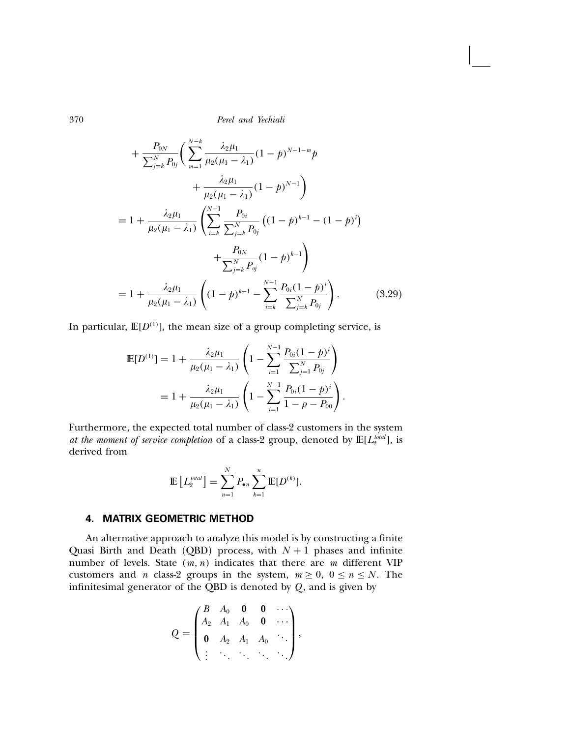$$
\begin{aligned}
&+\frac{P_{0N}}{\sum_{j=k}^{N} P_{0j}}\Bigg( \sum_{m=1}^{N-k} \frac{\lambda_2 \mu_1}{\mu_2(\mu_1-\lambda_1)}(1-p)^{N-1-m} p \\
&\qquad\qquad + \frac{\lambda_2 \mu_1}{\mu_2(\mu_1-\lambda_1)}(1-p)^{N-1}\Bigg) \\
&= 1 + \frac{\lambda_2 \mu_1}{\mu_2(\mu_1-\lambda_1)} \left( \sum_{i=k}^{N-1} \frac{P_{0i}}{\sum_{j=k}^{N} P_{0j}} \left((1-p)^{k-1} - (1-p)^{i}\right) \right. \\
&\qquad\qquad \left. + \frac{P_{0N}}{\sum_{j=k}^{N} P_{oj}}(1-p)^{k-1} \right) \\
&= 1 + \frac{\lambda_2 \mu_1}{\mu_2(\mu_1-\lambda_1)} \left( (1-p)^{k-1} - \sum_{i=k}^{N-1} \frac{P_{0i}(1-p)^{i}}{\sum_{j=k}^{N} P_{0j}} \right). \qquad (3.29)
\end{aligned}
$$

In particular, $\mathbb{E}[D^{(1)}]$, the mean size of a group completing service, is

$$
\begin{aligned}
\mathbb{E}[D^{(1)}] &= 1 + \frac{\lambda_2 \mu_1}{\mu_2(\mu_1-\lambda_1)} \left( 1 - \sum_{i=1}^{N-1} \frac{P_{0i}(1-p)^{i}}{\sum_{j=1}^{N} P_{0j}} \right) \\
&= 1 + \frac{\lambda_2 \mu_1}{\mu_2(\mu_1-\lambda_1)} \left( 1 - \sum_{i=1}^{N-1} \frac{P_{0i}(1-p)^{i}}{1-\rho-P_{00}} \right).
\end{aligned}
$$

Furthermore, the expected total number of class-2 customers in the system *at the moment of service completion* of a class-2 group, denoted by $\mathbb{E}[L_2^{total}]$, is derived from

$$
\mathbb{E}\left[L_2^{total}\right] = \sum_{n=1}^{N} P_{\bullet n} \sum_{k=1}^{n} \mathbb{E}[D^{(k)}].
$$

## 4. MATRIX GEOMETRIC METHOD

An alternative approach to analyze this model is by constructing a finite Quasi Birth and Death (QBD) process, with $N+1$ phases and infinite number of levels. State $(m, n)$ indicates that there are $m$ different VIP customers and $n$ class-2 groups in the system, $m \geq 0$, $0 \leq n \leq N$. The infinitesimal generator of the QBD is denoted by $Q$, and is given by

$$
Q = \begin{pmatrix}
B & A_0 & \mathbf{0} & \mathbf{0} & \cdots \\
A_2 & A_1 & A_0 & \mathbf{0} & \cdots \\
\mathbf{0} & A_2 & A_1 & A_0 & \ddots \\
\vdots & \ddots & \ddots & \ddots & \ddots
\end{pmatrix},
$$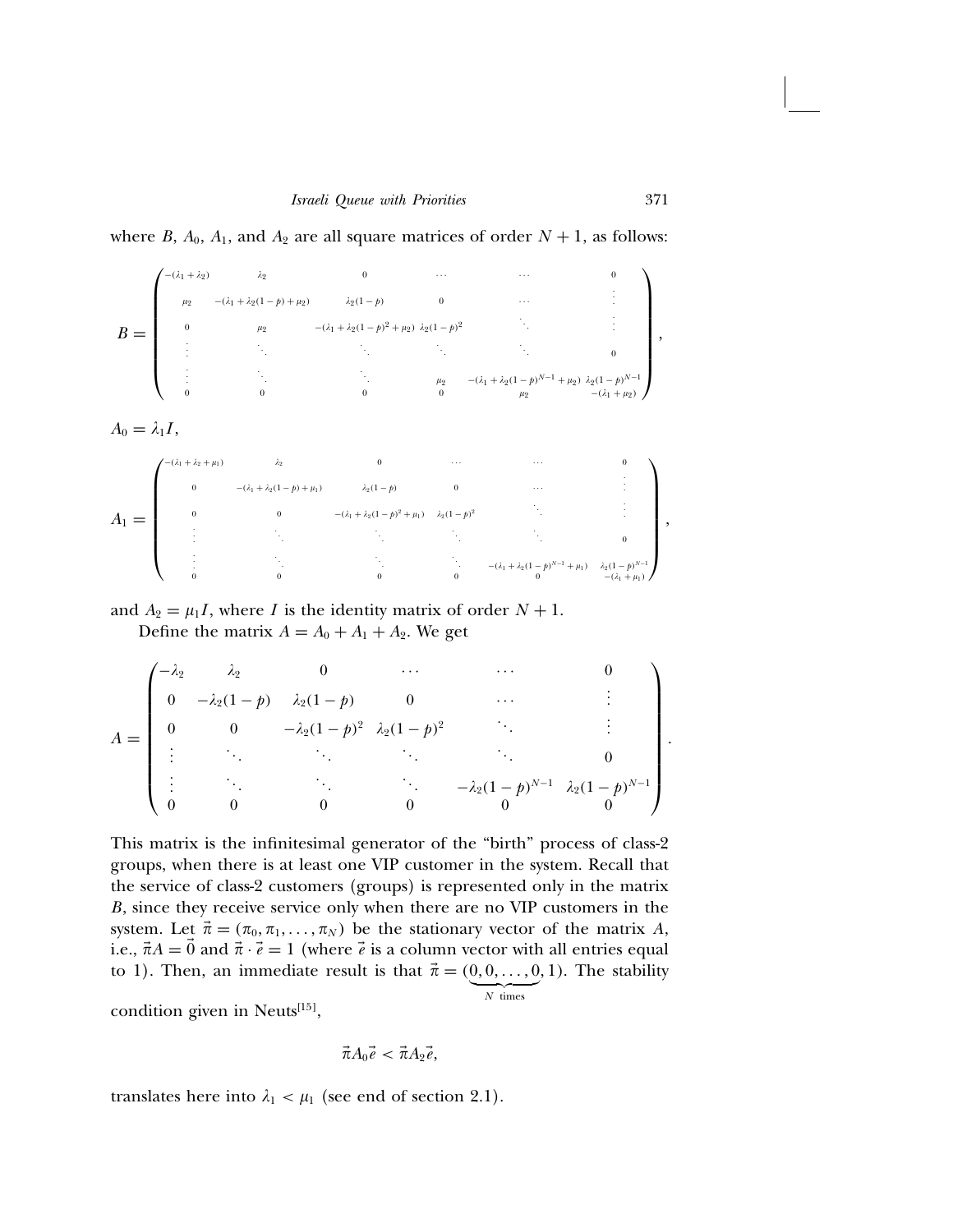where $B$, $A_0$, $A_1$, and $A_2$ are all square matrices of order $N+1$, as follows:

$$
B = \begin{pmatrix}
-(\lambda_1+\lambda_2) & \lambda_2 & 0 & \cdots & \cdots & 0 \\
\mu_2 & -(\lambda_1+\lambda_2(1-p)+\mu_2) & \lambda_2(1-p) & 0 & \cdots & \vdots \\
0 & \mu_2 & -(\lambda_1+\lambda_2(1-p)^2+\mu_2) & \lambda_2(1-p)^2 & \ddots & \vdots \\
\vdots & \ddots & \ddots & \ddots & \ddots & 0 \\
\vdots & \ddots & \ddots & \mu_2 & -(\lambda_1+\lambda_2(1-p)^{N-1}+\mu_2) & \lambda_2(1-p)^{N-1} \\
0 & 0 & 0 & 0 & \mu_2 & -(\lambda_1+\mu_2)
\end{pmatrix},
$$

$A_0 = \lambda_1 I$,

$$
A_1 = \begin{pmatrix}
-(\lambda_1+\lambda_2+\mu_1) & \lambda_2 & 0 & \cdots & \cdots & 0 \\
0 & -(\lambda_1+\lambda_2(1-p)+\mu_1) & \lambda_2(1-p) & 0 & \cdots & \vdots \\
0 & 0 & -(\lambda_1+\lambda_2(1-p)^2+\mu_1) & \lambda_2(1-p)^2 & \ddots & \vdots \\
\vdots & \ddots & \ddots & \ddots & \ddots & 0 \\
\vdots & \ddots & \ddots & \ddots & -(\lambda_1+\lambda_2(1-p)^{N-1}+\mu_1) & \lambda_2(1-p)^{N-1} \\
0 & 0 & 0 & 0 & 0 & -(\lambda_1+\mu_1)
\end{pmatrix},
$$

and $A_2 = \mu_1 I$, where $I$ is the identity matrix of order $N+1$.

Define the matrix $A = A_0 + A_1 + A_2$. We get

$$
A = \begin{pmatrix}
-\lambda_2 & \lambda_2 & 0 & \cdots & \cdots & 0 \\
0 & -\lambda_2(1-p) & \lambda_2(1-p) & 0 & \cdots & \vdots \\
0 & 0 & -\lambda_2(1-p)^2 & \lambda_2(1-p)^2 & \ddots & \vdots \\
\vdots & \ddots & \ddots & \ddots & \ddots & 0 \\
\vdots & \ddots & \ddots & \ddots & -\lambda_2(1-p)^{N-1} & \lambda_2(1-p)^{N-1} \\
0 & 0 & 0 & 0 & 0 & 0
\end{pmatrix}.
$$

This matrix is the infinitesimal generator of the "birth" process of class-2 groups, when there is at least one VIP customer in the system. Recall that the service of class-2 customers (groups) is represented only in the matrix $B$, since they receive service only when there are no VIP customers in the system. Let $\vec{\pi} = (\pi_0, \pi_1, \ldots, \pi_N)$ be the stationary vector of the matrix $A$, i.e., $\vec{\pi}A = \vec{0}$ and $\vec{\pi} \cdot \vec{e} = 1$ (where $\vec{e}$ is a column vector with all entries equal to 1). Then, an immediate result is that $\vec{\pi} = (\underbrace{0, 0, \ldots, 0}_{N \text{ times}}, 1)$. The stability condition given in Neuts[15],

$$
\vec{\pi} A_0 \vec{e} < \vec{\pi} A_2 \vec{e},
$$

translates here into $\lambda_1 < \mu_1$ (see end of section 2.1).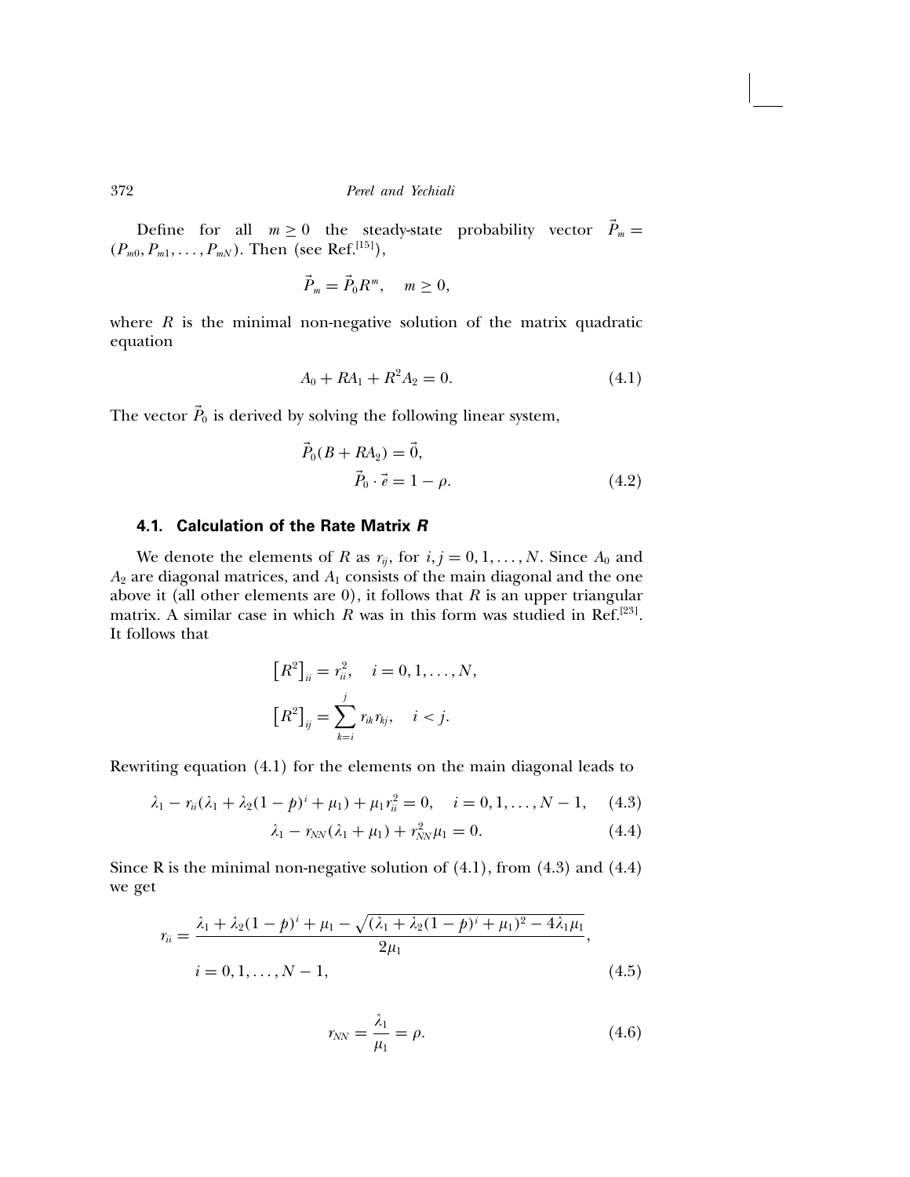Define for all $m \geq 0$ the steady-state probability vector $\vec{P}_m = (P_{m0}, P_{m1}, \ldots, P_{mN})$. Then (see Ref.[15]),

$$\vec{P}_m = \vec{P}_0 R^m, \quad m \geq 0,$$

where $R$ is the minimal non-negative solution of the matrix quadratic equation

$$A_0 + RA_1 + R^2 A_2 = 0. \tag{4.1}$$

The vector $\vec{P}_0$ is derived by solving the following linear system,

$$\begin{aligned} \vec{P}_0(B + RA_2) &= \vec{0}, \\ \vec{P}_0 \cdot \vec{e} &= 1 - \rho. \end{aligned} \tag{4.2}$$

### 4.1. Calculation of the Rate Matrix *R*

We denote the elements of $R$ as $r_{ij}$, for $i, j = 0, 1, \ldots, N$. Since $A_0$ and $A_2$ are diagonal matrices, and $A_1$ consists of the main diagonal and the one above it (all other elements are 0), it follows that $R$ is an upper triangular matrix. A similar case in which $R$ was in this form was studied in Ref.[23]. It follows that

$$\left[R^2\right]_{ii} = r_{ii}^2, \quad i = 0, 1, \ldots, N,$$

$$\left[R^2\right]_{ij} = \sum_{k=i}^{j} r_{ik} r_{kj}, \quad i < j.$$

Rewriting equation (4.1) for the elements on the main diagonal leads to

$$\lambda_1 - r_{ii}(\lambda_1 + \lambda_2(1-p)^i + \mu_1) + \mu_1 r_{ii}^2 = 0, \quad i = 0, 1, \ldots, N-1, \tag{4.3}$$

$$\lambda_1 - r_{NN}(\lambda_1 + \mu_1) + r_{NN}^2 \mu_1 = 0. \tag{4.4}$$

Since R is the minimal non-negative solution of (4.1), from (4.3) and (4.4) we get

$$r_{ii} = \frac{\lambda_1 + \lambda_2(1-p)^i + \mu_1 - \sqrt{(\lambda_1 + \lambda_2(1-p)^i + \mu_1)^2 - 4\lambda_1\mu_1}}{2\mu_1},$$
$$i = 0, 1, \ldots, N-1, \tag{4.5}$$

$$r_{NN} = \frac{\lambda_1}{\mu_1} = \rho. \tag{4.6}$$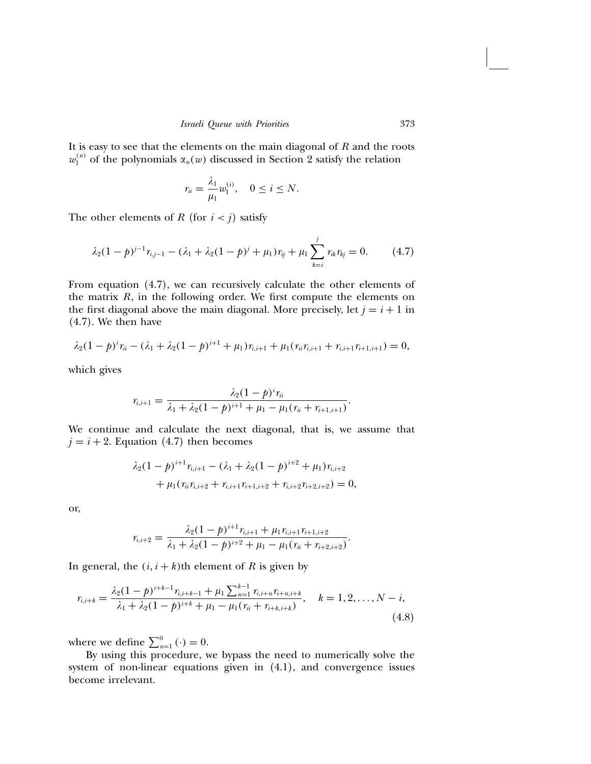It is easy to see that the elements on the main diagonal of $R$ and the roots $w_1^{(n)}$ of the polynomials $\alpha_n(w)$ discussed in Section 2 satisfy the relation

$$r_{ii} = \frac{\lambda_1}{\mu_1} w_1^{(i)}, \quad 0 \leq i \leq N.$$

The other elements of $R$ (for $i < j$) satisfy

$$\lambda_2(1-p)^{j-1} r_{i,j-1} - (\lambda_1 + \lambda_2(1-p)^j + \mu_1) r_{ij} + \mu_1 \sum_{k=i}^{j} r_{ik} r_{kj} = 0. \tag{4.7}$$

From equation (4.7), we can recursively calculate the other elements of the matrix $R$, in the following order. We first compute the elements on the first diagonal above the main diagonal. More precisely, let $j = i + 1$ in (4.7). We then have

$$\lambda_2(1-p)^i r_{ii} - (\lambda_1 + \lambda_2(1-p)^{i+1} + \mu_1) r_{i,i+1} + \mu_1 (r_{ii} r_{i,i+1} + r_{i,i+1} r_{i+1,i+1}) = 0,$$

which gives

$$r_{i,i+1} = \frac{\lambda_2(1-p)^i r_{ii}}{\lambda_1 + \lambda_2(1-p)^{i+1} + \mu_1 - \mu_1(r_{ii} + r_{i+1,i+1})}.$$

We continue and calculate the next diagonal, that is, we assume that $j = i + 2$. Equation (4.7) then becomes

$$\lambda_2(1-p)^{i+1} r_{i,i+1} - (\lambda_1 + \lambda_2(1-p)^{i+2} + \mu_1) r_{i,i+2} + \mu_1 (r_{ii} r_{i,i+2} + r_{i,i+1} r_{i+1,i+2} + r_{i,i+2} r_{i+2,i+2}) = 0,$$

or,

$$r_{i,i+2} = \frac{\lambda_2(1-p)^{i+1} r_{i,i+1} + \mu_1 r_{i,i+1} r_{i+1,i+2}}{\lambda_1 + \lambda_2(1-p)^{i+2} + \mu_1 - \mu_1(r_{ii} + r_{i+2,i+2})}.$$

In general, the $(i, i+k)$th element of $R$ is given by

$$r_{i,i+k} = \frac{\lambda_2(1-p)^{i+k-1} r_{i,i+k-1} + \mu_1 \sum_{n=1}^{k-1} r_{i,i+n} r_{i+n,i+k}}{\lambda_1 + \lambda_2(1-p)^{i+k} + \mu_1 - \mu_1(r_{ii} + r_{i+k,i+k})}, \quad k = 1, 2, \ldots, N - i, \tag{4.8}$$

where we define $\sum_{n=1}^{0} (\cdot) = 0$.

By using this procedure, we bypass the need to numerically solve the system of non-linear equations given in (4.1), and convergence issues become irrelevant.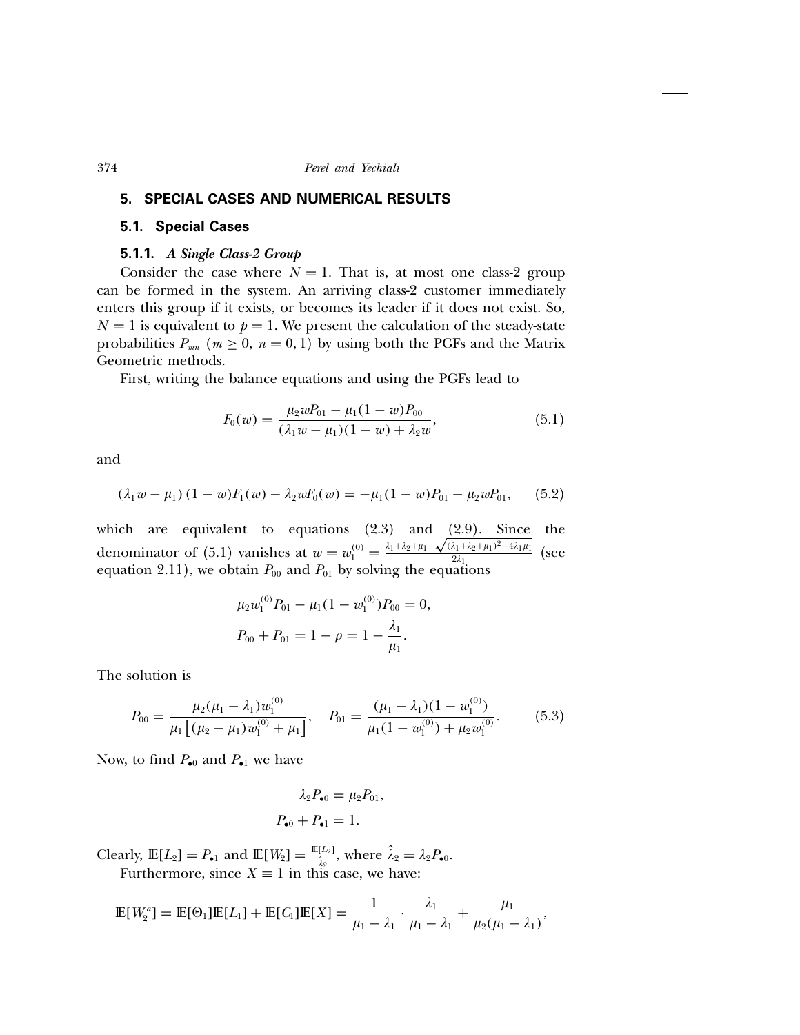## 5. SPECIAL CASES AND NUMERICAL RESULTS

### 5.1. Special Cases

#### 5.1.1. *A Single Class-2 Group*

Consider the case where $N = 1$. That is, at most one class-2 group can be formed in the system. An arriving class-2 customer immediately enters this group if it exists, or becomes its leader if it does not exist. So, $N = 1$ is equivalent to $p = 1$. We present the calculation of the steady-state probabilities $P_{mn}$ ($m \geq 0$, $n = 0, 1$) by using both the PGFs and the Matrix Geometric methods.

First, writing the balance equations and using the PGFs lead to

$$F_0(w) = \frac{\mu_2 w P_{01} - \mu_1(1-w)P_{00}}{(\lambda_1 w - \mu_1)(1-w) + \lambda_2 w}, \tag{5.1}$$

and

$$(\lambda_1 w - \mu_1)(1-w)F_1(w) - \lambda_2 w F_0(w) = -\mu_1(1-w)P_{01} - \mu_2 w P_{01}, \tag{5.2}$$

which are equivalent to equations (2.3) and (2.9). Since the denominator of (5.1) vanishes at $w = w_1^{(0)} = \frac{\lambda_1+\lambda_2+\mu_1-\sqrt{(\lambda_1+\lambda_2+\mu_1)^2-4\lambda_1\mu_1}}{2\lambda_1}$ (see equation 2.11), we obtain $P_{00}$ and $P_{01}$ by solving the equations

$$\mu_2 w_1^{(0)} P_{01} - \mu_1(1-w_1^{(0)})P_{00} = 0,$$
$$P_{00} + P_{01} = 1 - \rho = 1 - \frac{\lambda_1}{\mu_1}.$$

The solution is

$$P_{00} = \frac{\mu_2(\mu_1-\lambda_1)w_1^{(0)}}{\mu_1\left[(\mu_2-\mu_1)w_1^{(0)} + \mu_1\right]}, \quad P_{01} = \frac{(\mu_1-\lambda_1)(1-w_1^{(0)})}{\mu_1(1-w_1^{(0)}) + \mu_2 w_1^{(0)}}. \tag{5.3}$$

Now, to find $P_{\bullet 0}$ and $P_{\bullet 1}$ we have

$$\lambda_2 P_{\bullet 0} = \mu_2 P_{01},$$
$$P_{\bullet 0} + P_{\bullet 1} = 1.$$

Clearly, $\mathbb{E}[L_2] = P_{\bullet 1}$ and $\mathbb{E}[W_2] = \frac{\mathbb{E}[L_2]}{\hat{\lambda}_2}$, where $\hat{\lambda}_2 = \lambda_2 P_{\bullet 0}$.

Furthermore, since $X \equiv 1$ in this case, we have:

$$\mathbb{E}[W_2^a] = \mathbb{E}[\Theta_1]\mathbb{E}[L_1] + \mathbb{E}[C_1]\mathbb{E}[X] = \frac{1}{\mu_1-\lambda_1}\cdot\frac{\lambda_1}{\mu_1-\lambda_1} + \frac{\mu_1}{\mu_2(\mu_1-\lambda_1)},$$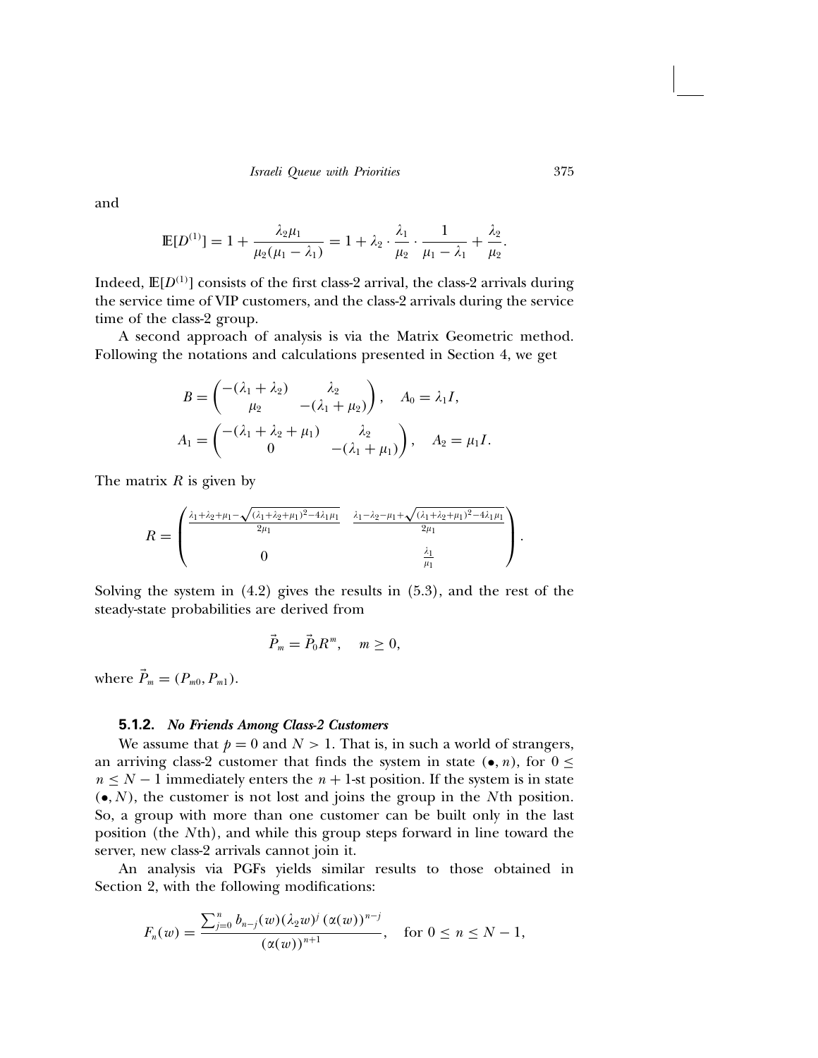and

$$\mathbb{E}[D^{(1)}] = 1 + \frac{\lambda_2 \mu_1}{\mu_2(\mu_1 - \lambda_1)} = 1 + \lambda_2 \cdot \frac{\lambda_1}{\mu_2} \cdot \frac{1}{\mu_1 - \lambda_1} + \frac{\lambda_2}{\mu_2}.$$

Indeed, $\mathbb{E}[D^{(1)}]$ consists of the first class-2 arrival, the class-2 arrivals during the service time of VIP customers, and the class-2 arrivals during the service time of the class-2 group.

A second approach of analysis is via the Matrix Geometric method. Following the notations and calculations presented in Section 4, we get

$$B = \begin{pmatrix} -(\lambda_1 + \lambda_2) & \lambda_2 \\ \mu_2 & -(\lambda_1 + \mu_2) \end{pmatrix}, \quad A_0 = \lambda_1 I,$$

$$A_1 = \begin{pmatrix} -(\lambda_1 + \lambda_2 + \mu_1) & \lambda_2 \\ 0 & -(\lambda_1 + \mu_1) \end{pmatrix}, \quad A_2 = \mu_1 I.$$

The matrix $R$ is given by

$$R = \begin{pmatrix} \frac{\lambda_1 + \lambda_2 + \mu_1 - \sqrt{(\lambda_1 + \lambda_2 + \mu_1)^2 - 4\lambda_1 \mu_1}}{2\mu_1} & \frac{\lambda_1 - \lambda_2 - \mu_1 + \sqrt{(\lambda_1 + \lambda_2 + \mu_1)^2 - 4\lambda_1 \mu_1}}{2\mu_1} \\ 0 & \frac{\lambda_1}{\mu_1} \end{pmatrix}.$$

Solving the system in (4.2) gives the results in (5.3), and the rest of the steady-state probabilities are derived from

$$\vec{P}_m = \vec{P}_0 R^m, \quad m \geq 0,$$

where $\vec{P}_m = (P_{m0}, P_{m1})$.

### 5.1.2. *No Friends Among Class-2 Customers*

We assume that $p = 0$ and $N > 1$. That is, in such a world of strangers, an arriving class-2 customer that finds the system in state $(\bullet, n)$, for $0 \leq n \leq N - 1$ immediately enters the $n + 1$-st position. If the system is in state $(\bullet, N)$, the customer is not lost and joins the group in the $N$th position. So, a group with more than one customer can be built only in the last position (the $N$th), and while this group steps forward in line toward the server, new class-2 arrivals cannot join it.

An analysis via PGFs yields similar results to those obtained in Section 2, with the following modifications:

$$F_n(w) = \frac{\sum_{j=0}^{n} b_{n-j}(w)(\lambda_2 w)^j \, (\alpha(w))^{n-j}}{(\alpha(w))^{n+1}}, \quad \text{for } 0 \leq n \leq N - 1,$$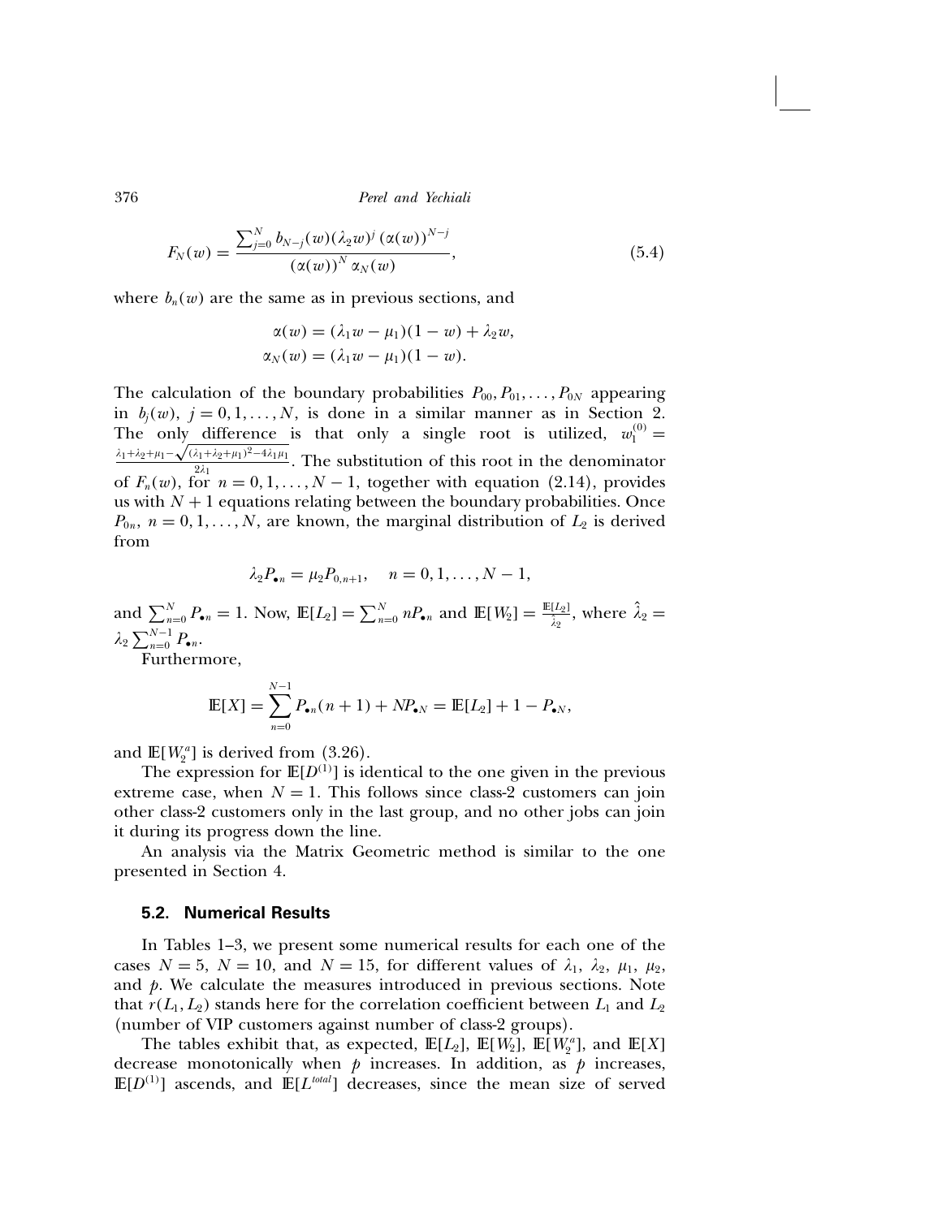$$F_N(w) = \frac{\sum_{j=0}^{N} b_{N-j}(w)(\lambda_2 w)^j \left(\alpha(w)\right)^{N-j}}{\left(\alpha(w)\right)^N \alpha_N(w)}, \tag{5.4}$$

where $b_n(w)$ are the same as in previous sections, and

$$\alpha(w) = (\lambda_1 w - \mu_1)(1 - w) + \lambda_2 w,$$
$$\alpha_N(w) = (\lambda_1 w - \mu_1)(1 - w).$$

The calculation of the boundary probabilities $P_{00}, P_{01}, \ldots, P_{0N}$ appearing in $b_j(w)$, $j = 0, 1, \ldots, N$, is done in a similar manner as in Section 2. The only difference is that only a single root is utilized, $w_1^{(0)} = \frac{\lambda_1+\lambda_2+\mu_1-\sqrt{(\lambda_1+\lambda_2+\mu_1)^2-4\lambda_1\mu_1}}{2\lambda_1}$. The substitution of this root in the denominator of $F_n(w)$, for $n = 0, 1, \ldots, N-1$, together with equation (2.14), provides us with $N+1$ equations relating between the boundary probabilities. Once $P_{0n}$, $n = 0, 1, \ldots, N$, are known, the marginal distribution of $L_2$ is derived from

$$\lambda_2 P_{\bullet n} = \mu_2 P_{0,n+1}, \quad n = 0, 1, \ldots, N-1,$$

and $\sum_{n=0}^{N} P_{\bullet n} = 1$. Now, $\mathbb{E}[L_2] = \sum_{n=0}^{N} n P_{\bullet n}$ and $\mathbb{E}[W_2] = \frac{\mathbb{E}[L_2]}{\hat{\lambda}_2}$, where $\hat{\lambda}_2 = \lambda_2 \sum_{n=0}^{N-1} P_{\bullet n}$.

Furthermore,

$$\mathbb{E}[X] = \sum_{n=0}^{N-1} P_{\bullet n}(n+1) + N P_{\bullet N} = \mathbb{E}[L_2] + 1 - P_{\bullet N},$$

and $\mathbb{E}[W_2^a]$ is derived from (3.26).

The expression for $\mathbb{E}[D^{(1)}]$ is identical to the one given in the previous extreme case, when $N = 1$. This follows since class-2 customers can join other class-2 customers only in the last group, and no other jobs can join it during its progress down the line.

An analysis via the Matrix Geometric method is similar to the one presented in Section 4.

### 5.2. Numerical Results

In Tables 1–3, we present some numerical results for each one of the cases $N = 5$, $N = 10$, and $N = 15$, for different values of $\lambda_1$, $\lambda_2$, $\mu_1$, $\mu_2$, and $p$. We calculate the measures introduced in previous sections. Note that $r(L_1, L_2)$ stands here for the correlation coefficient between $L_1$ and $L_2$ (number of VIP customers against number of class-2 groups).

The tables exhibit that, as expected, $\mathbb{E}[L_2]$, $\mathbb{E}[W_2]$, $\mathbb{E}[W_2^a]$, and $\mathbb{E}[X]$ decrease monotonically when $p$ increases. In addition, as $p$ increases, $\mathbb{E}[D^{(1)}]$ ascends, and $\mathbb{E}[L^{total}]$ decreases, since the mean size of served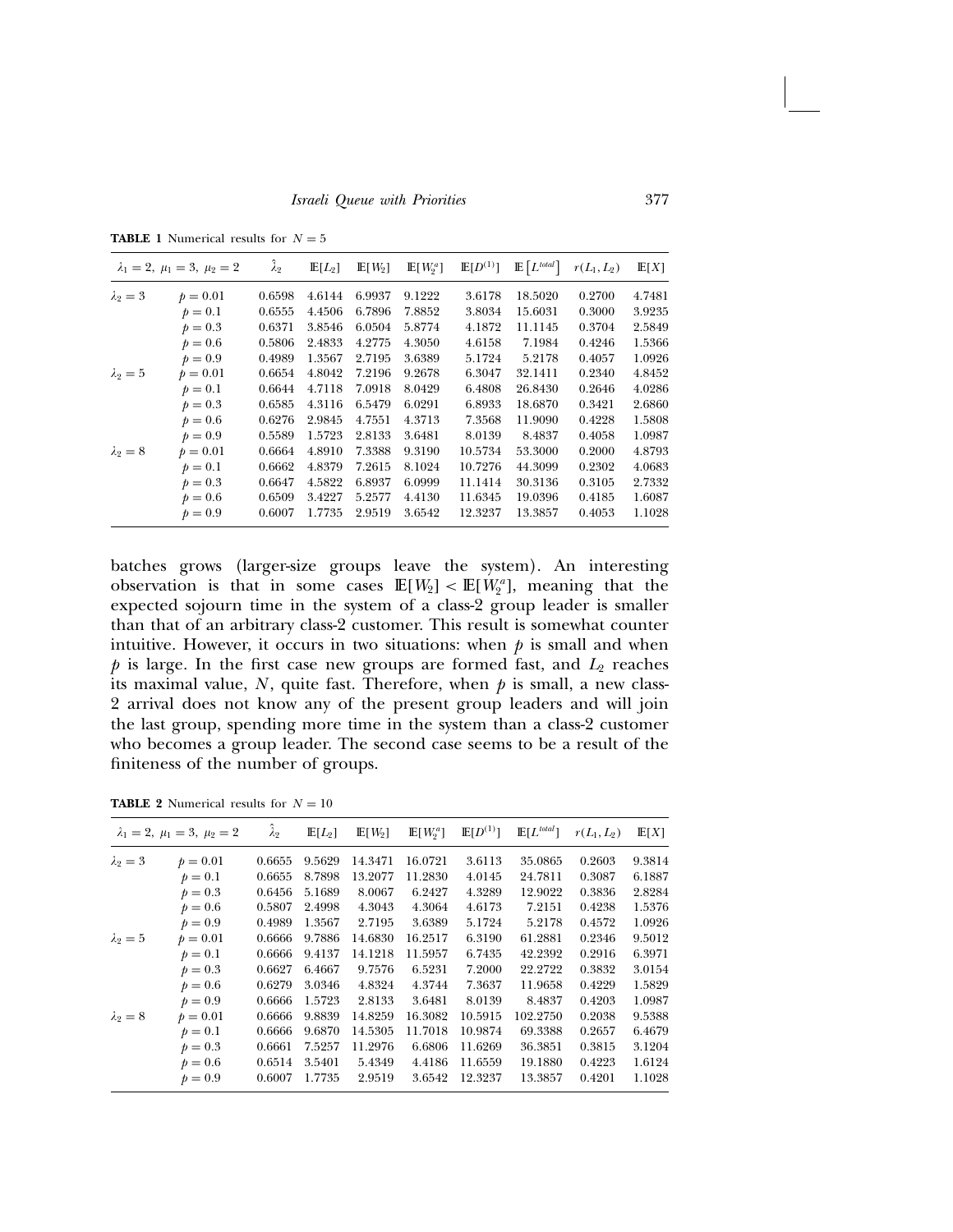**TABLE 1** Numerical results for $N = 5$

| $\lambda_1 = 2,\ \mu_1 = 3,\ \mu_2 = 2$ | | $\hat{\lambda}_2$ | $\mathbb{E}[L_2]$ | $\mathbb{E}[W_2]$ | $\mathbb{E}[W_2^a]$ | $\mathbb{E}[D^{(1)}]$ | $\mathbb{E}\left[L^{total}\right]$ | $r(L_1, L_2)$ | $\mathbb{E}[X]$ |
|---|---|---|---|---|---|---|---|---|---|
| $\lambda_2 = 3$ | $p = 0.01$ | 0.6598 | 4.6144 | 6.9937 | 9.1222 | 3.6178 | 18.5020 | 0.2700 | 4.7481 |
| | $p = 0.1$ | 0.6555 | 4.4506 | 6.7896 | 7.8852 | 3.8034 | 15.6031 | 0.3000 | 3.9235 |
| | $p = 0.3$ | 0.6371 | 3.8546 | 6.0504 | 5.8774 | 4.1872 | 11.1145 | 0.3704 | 2.5849 |
| | $p = 0.6$ | 0.5806 | 2.4833 | 4.2775 | 4.3050 | 4.6158 | 7.1984 | 0.4246 | 1.5366 |
| | $p = 0.9$ | 0.4989 | 1.3567 | 2.7195 | 3.6389 | 5.1724 | 5.2178 | 0.4057 | 1.0926 |
| $\lambda_2 = 5$ | $p = 0.01$ | 0.6654 | 4.8042 | 7.2196 | 9.2678 | 6.3047 | 32.1411 | 0.2340 | 4.8452 |
| | $p = 0.1$ | 0.6644 | 4.7118 | 7.0918 | 8.0429 | 6.4808 | 26.8430 | 0.2646 | 4.0286 |
| | $p = 0.3$ | 0.6585 | 4.3116 | 6.5479 | 6.0291 | 6.8933 | 18.6870 | 0.3421 | 2.6860 |
| | $p = 0.6$ | 0.6276 | 2.9845 | 4.7551 | 4.3713 | 7.3568 | 11.9090 | 0.4228 | 1.5808 |
| | $p = 0.9$ | 0.5589 | 1.5723 | 2.8133 | 3.6481 | 8.0139 | 8.4837 | 0.4058 | 1.0987 |
| $\lambda_2 = 8$ | $p = 0.01$ | 0.6664 | 4.8910 | 7.3388 | 9.3190 | 10.5734 | 53.3000 | 0.2000 | 4.8793 |
| | $p = 0.1$ | 0.6662 | 4.8379 | 7.2615 | 8.1024 | 10.7276 | 44.3099 | 0.2302 | 4.0683 |
| | $p = 0.3$ | 0.6647 | 4.5822 | 6.8937 | 6.0999 | 11.1414 | 30.3136 | 0.3105 | 2.7332 |
| | $p = 0.6$ | 0.6509 | 3.4227 | 5.2577 | 4.4130 | 11.6345 | 19.0396 | 0.4185 | 1.6087 |
| | $p = 0.9$ | 0.6007 | 1.7735 | 2.9519 | 3.6542 | 12.3237 | 13.3857 | 0.4053 | 1.1028 |

batches grows (larger-size groups leave the system). An interesting observation is that in some cases $\mathbb{E}[W_2] < \mathbb{E}[W_2^a]$, meaning that the expected sojourn time in the system of a class-2 group leader is smaller than that of an arbitrary class-2 customer. This result is somewhat counter intuitive. However, it occurs in two situations: when $p$ is small and when $p$ is large. In the first case new groups are formed fast, and $L_2$ reaches its maximal value, $N$, quite fast. Therefore, when $p$ is small, a new class-2 arrival does not know any of the present group leaders and will join the last group, spending more time in the system than a class-2 customer who becomes a group leader. The second case seems to be a result of the finiteness of the number of groups.

**TABLE 2** Numerical results for $N = 10$

| $\lambda_1 = 2,\ \mu_1 = 3,\ \mu_2 = 2$ | | $\hat{\lambda}_2$ | $\mathbb{E}[L_2]$ | $\mathbb{E}[W_2]$ | $\mathbb{E}[W_2^a]$ | $\mathbb{E}[D^{(1)}]$ | $\mathbb{E}[L^{total}]$ | $r(L_1, L_2)$ | $\mathbb{E}[X]$ |
|---|---|---|---|---|---|---|---|---|---|
| $\lambda_2 = 3$ | $p = 0.01$ | 0.6655 | 9.5629 | 14.3471 | 16.0721 | 3.6113 | 35.0865 | 0.2603 | 9.3814 |
| | $p = 0.1$ | 0.6655 | 8.7898 | 13.2077 | 11.2830 | 4.0145 | 24.7811 | 0.3087 | 6.1887 |
| | $p = 0.3$ | 0.6456 | 5.1689 | 8.0067 | 6.2427 | 4.3289 | 12.9022 | 0.3836 | 2.8284 |
| | $p = 0.6$ | 0.5807 | 2.4998 | 4.3043 | 4.3064 | 4.6173 | 7.2151 | 0.4238 | 1.5376 |
| | $p = 0.9$ | 0.4989 | 1.3567 | 2.7195 | 3.6389 | 5.1724 | 5.2178 | 0.4572 | 1.0926 |
| $\lambda_2 = 5$ | $p = 0.01$ | 0.6666 | 9.7886 | 14.6830 | 16.2517 | 6.3190 | 61.2881 | 0.2346 | 9.5012 |
| | $p = 0.1$ | 0.6666 | 9.4137 | 14.1218 | 11.5957 | 6.7435 | 42.2392 | 0.2916 | 6.3971 |
| | $p = 0.3$ | 0.6627 | 6.4667 | 9.7576 | 6.5231 | 7.2000 | 22.2722 | 0.3832 | 3.0154 |
| | $p = 0.6$ | 0.6279 | 3.0346 | 4.8324 | 4.3744 | 7.3637 | 11.9658 | 0.4229 | 1.5829 |
| | $p = 0.9$ | 0.6666 | 1.5723 | 2.8133 | 3.6481 | 8.0139 | 8.4837 | 0.4203 | 1.0987 |
| $\lambda_2 = 8$ | $p = 0.01$ | 0.6666 | 9.8839 | 14.8259 | 16.3082 | 10.5915 | 102.2750 | 0.2038 | 9.5388 |
| | $p = 0.1$ | 0.6666 | 9.6870 | 14.5305 | 11.7018 | 10.9874 | 69.3388 | 0.2657 | 6.4679 |
| | $p = 0.3$ | 0.6661 | 7.5257 | 11.2976 | 6.6806 | 11.6269 | 36.3851 | 0.3815 | 3.1204 |
| | $p = 0.6$ | 0.6514 | 3.5401 | 5.4349 | 4.4186 | 11.6559 | 19.1880 | 0.4223 | 1.6124 |
| | $p = 0.9$ | 0.6007 | 1.7735 | 2.9519 | 3.6542 | 12.3237 | 13.3857 | 0.4201 | 1.1028 |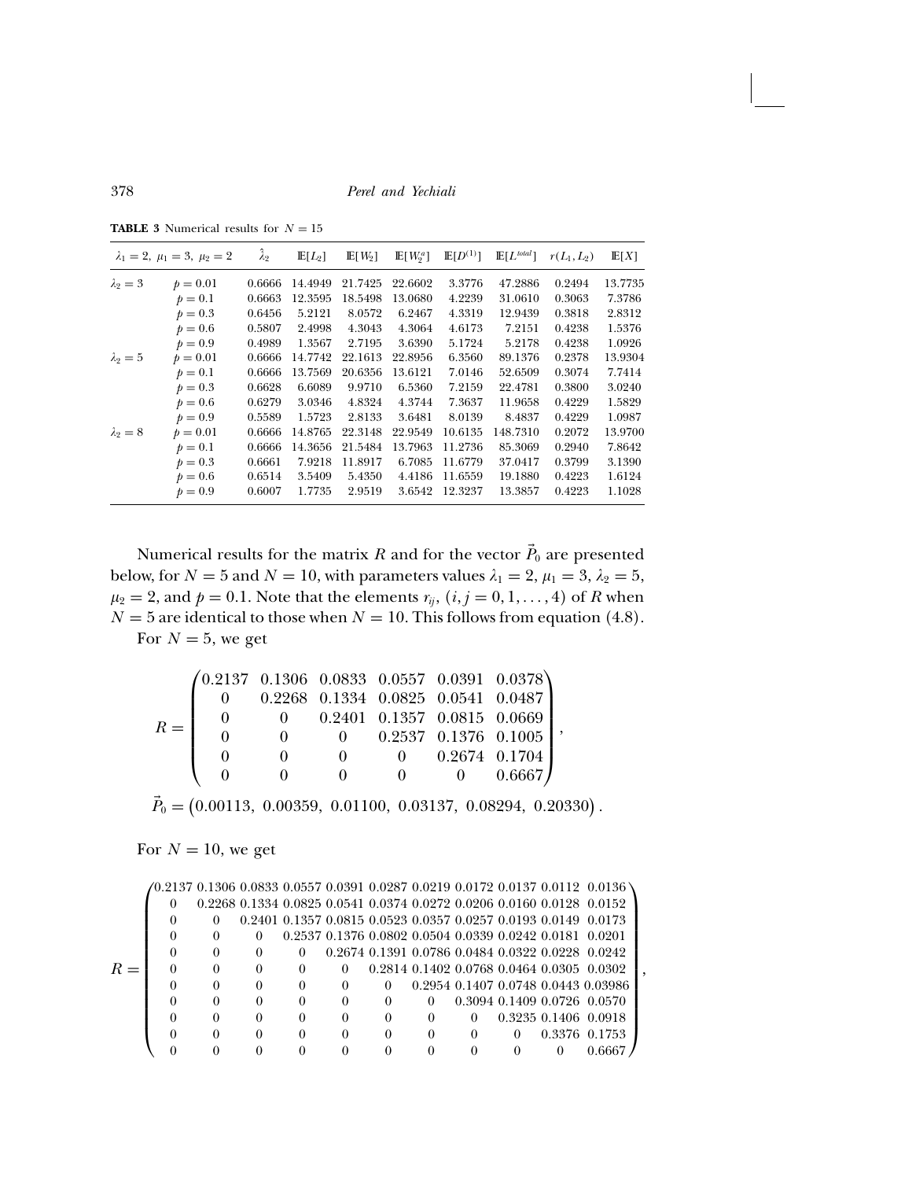**TABLE 3** Numerical results for $N = 15$

| $\lambda_1 = 2,\ \mu_1 = 3,\ \mu_2 = 2$ | | $\hat{\lambda}_2$ | $\mathbb{E}[L_2]$ | $\mathbb{E}[W_2]$ | $\mathbb{E}[W_2^a]$ | $\mathbb{E}[D^{(1)}]$ | $\mathbb{E}[L^{total}]$ | $r(L_1, L_2)$ | $\mathbb{E}[X]$ |
|---|---|---|---|---|---|---|---|---|---|
| $\lambda_2 = 3$ | $p = 0.01$ | 0.6666 | 14.4949 | 21.7425 | 22.6602 | 3.3776 | 47.2886 | 0.2494 | 13.7735 |
| | $p = 0.1$ | 0.6663 | 12.3595 | 18.5498 | 13.0680 | 4.2239 | 31.0610 | 0.3063 | 7.3786 |
| | $p = 0.3$ | 0.6456 | 5.2121 | 8.0572 | 6.2467 | 4.3319 | 12.9439 | 0.3818 | 2.8312 |
| | $p = 0.6$ | 0.5807 | 2.4998 | 4.3043 | 4.3064 | 4.6173 | 7.2151 | 0.4238 | 1.5376 |
| | $p = 0.9$ | 0.4989 | 1.3567 | 2.7195 | 3.6390 | 5.1724 | 5.2178 | 0.4238 | 1.0926 |
| $\lambda_2 = 5$ | $p = 0.01$ | 0.6666 | 14.7742 | 22.1613 | 22.8956 | 6.3560 | 89.1376 | 0.2378 | 13.9304 |
| | $p = 0.1$ | 0.6666 | 13.7569 | 20.6356 | 13.6121 | 7.0146 | 52.6509 | 0.3074 | 7.7414 |
| | $p = 0.3$ | 0.6628 | 6.6089 | 9.9710 | 6.5360 | 7.2159 | 22.4781 | 0.3800 | 3.0240 |
| | $p = 0.6$ | 0.6279 | 3.0346 | 4.8324 | 4.3744 | 7.3637 | 11.9658 | 0.4229 | 1.5829 |
| | $p = 0.9$ | 0.5589 | 1.5723 | 2.8133 | 3.6481 | 8.0139 | 8.4837 | 0.4229 | 1.0987 |
| $\lambda_2 = 8$ | $p = 0.01$ | 0.6666 | 14.8765 | 22.3148 | 22.9549 | 10.6135 | 148.7310 | 0.2072 | 13.9700 |
| | $p = 0.1$ | 0.6666 | 14.3656 | 21.5484 | 13.7963 | 11.2736 | 85.3069 | 0.2940 | 7.8642 |
| | $p = 0.3$ | 0.6661 | 7.9218 | 11.8917 | 6.7085 | 11.6779 | 37.0417 | 0.3799 | 3.1390 |
| | $p = 0.6$ | 0.6514 | 3.5409 | 5.4350 | 4.4186 | 11.6559 | 19.1880 | 0.4223 | 1.6124 |
| | $p = 0.9$ | 0.6007 | 1.7735 | 2.9519 | 3.6542 | 12.3237 | 13.3857 | 0.4223 | 1.1028 |

Numerical results for the matrix $R$ and for the vector $\vec{P}_0$ are presented below, for $N = 5$ and $N = 10$, with parameters values $\lambda_1 = 2$, $\mu_1 = 3$, $\lambda_2 = 5$, $\mu_2 = 2$, and $p = 0.1$. Note that the elements $r_{ij}$, $(i, j = 0, 1, \ldots, 4)$ of $R$ when $N = 5$ are identical to those when $N = 10$. This follows from equation (4.8).

For $N = 5$, we get

$$R = \begin{pmatrix} 0.2137 & 0.1306 & 0.0833 & 0.0557 & 0.0391 & 0.0378 \\ 0 & 0.2268 & 0.1334 & 0.0825 & 0.0541 & 0.0487 \\ 0 & 0 & 0.2401 & 0.1357 & 0.0815 & 0.0669 \\ 0 & 0 & 0 & 0.2537 & 0.1376 & 0.1005 \\ 0 & 0 & 0 & 0 & 0.2674 & 0.1704 \\ 0 & 0 & 0 & 0 & 0 & 0.6667 \end{pmatrix},$$

$$\vec{P}_0 = \left(0.00113,\ 0.00359,\ 0.01100,\ 0.03137,\ 0.08294,\ 0.20330\right).$$

For $N = 10$, we get

$$R = \begin{pmatrix} 0.2137 & 0.1306 & 0.0833 & 0.0557 & 0.0391 & 0.0287 & 0.0219 & 0.0172 & 0.0137 & 0.0112 & 0.0136 \\ 0 & 0.2268 & 0.1334 & 0.0825 & 0.0541 & 0.0374 & 0.0272 & 0.0206 & 0.0160 & 0.0128 & 0.0152 \\ 0 & 0 & 0.2401 & 0.1357 & 0.0815 & 0.0523 & 0.0357 & 0.0257 & 0.0193 & 0.0149 & 0.0173 \\ 0 & 0 & 0 & 0.2537 & 0.1376 & 0.0802 & 0.0504 & 0.0339 & 0.0242 & 0.0181 & 0.0201 \\ 0 & 0 & 0 & 0 & 0.2674 & 0.1391 & 0.0786 & 0.0484 & 0.0322 & 0.0228 & 0.0242 \\ 0 & 0 & 0 & 0 & 0 & 0.2814 & 0.1402 & 0.0768 & 0.0464 & 0.0305 & 0.0302 \\ 0 & 0 & 0 & 0 & 0 & 0 & 0.2954 & 0.1407 & 0.0748 & 0.0443 & 0.03986 \\ 0 & 0 & 0 & 0 & 0 & 0 & 0 & 0.3094 & 0.1409 & 0.0726 & 0.0570 \\ 0 & 0 & 0 & 0 & 0 & 0 & 0 & 0 & 0.3235 & 0.1406 & 0.0918 \\ 0 & 0 & 0 & 0 & 0 & 0 & 0 & 0 & 0 & 0.3376 & 0.1753 \\ 0 & 0 & 0 & 0 & 0 & 0 & 0 & 0 & 0 & 0 & 0.6667 \end{pmatrix},$$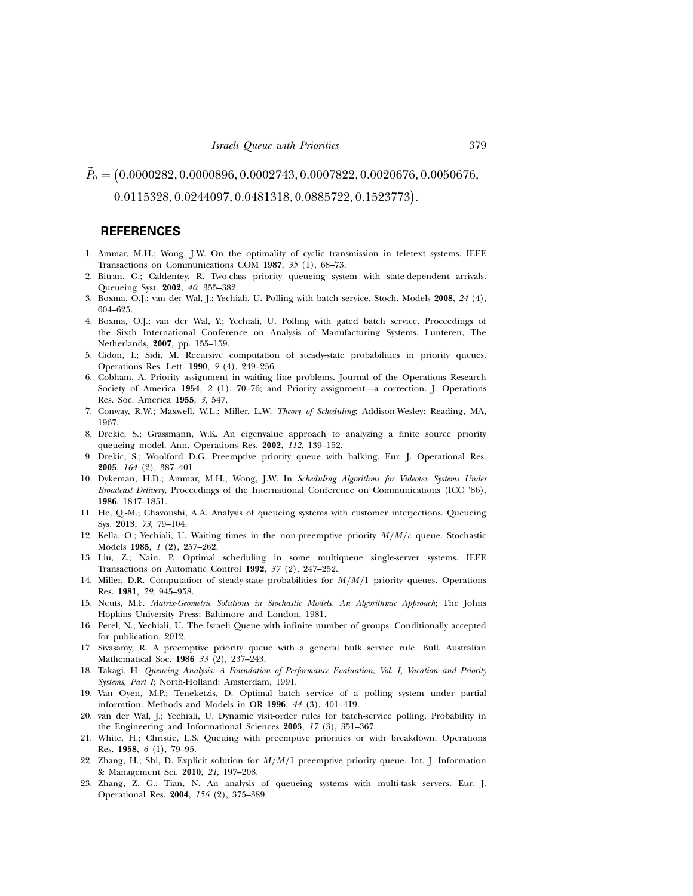$$\vec{P}_0 = \big(0.0000282, 0.0000896, 0.0002743, 0.0007822, 0.0020676, 0.0050676,$$
$$0.0115328, 0.0244097, 0.0481318, 0.0885722, 0.1523773\big).$$

## REFERENCES

1. Ammar, M.H.; Wong, J.W. On the optimality of cyclic transmission in teletext systems. IEEE Transactions on Communications COM **1987**, *35* (1), 68–73.
2. Bitran, G.; Caldentey, R. Two-class priority queueing system with state-dependent arrivals. Queueing Syst. **2002**, *40*, 355–382.
3. Boxma, O.J.; van der Wal, J.; Yechiali, U. Polling with batch service. Stoch. Models **2008**, *24* (4), 604–625.
4. Boxma, O.J.; van der Wal, Y.; Yechiali, U. Polling with gated batch service. Proceedings of the Sixth International Conference on Analysis of Manufacturing Systems, Lunteren, The Netherlands, **2007**, pp. 155–159.
5. Cidon, I.; Sidi, M. Recursive computation of steady-state probabilities in priority queues. Operations Res. Lett. **1990**, *9* (4), 249–256.
6. Cobham, A. Priority assignment in waiting line problems. Journal of the Operations Research Society of America **1954**, *2* (1), 70–76; and Priority assignment—a correction. J. Operations Res. Soc. America **1955**, *3*, 547.
7. Conway, R.W.; Maxwell, W.L.; Miller, L.W. *Theory of Scheduling*; Addison-Wesley: Reading, MA, 1967.
8. Drekic, S.; Grassmann, W.K. An eigenvalue approach to analyzing a finite source priority queueing model. Ann. Operations Res. **2002**, *112*, 139–152.
9. Drekic, S.; Woolford D.G. Preemptive priority queue with balking. Eur. J. Operational Res. **2005**, *164* (2), 387–401.
10. Dykeman, H.D.; Ammar, M.H.; Wong, J.W. In *Scheduling Algorithms for Videotex Systems Under Broadcast Delivery*, Proceedings of the International Conference on Communications (ICC '86), **1986**, 1847–1851.
11. He, Q.-M.; Chavoushi, A.A. Analysis of queueing systems with customer interjections. Queueing Sys. **2013**, *73*, 79–104.
12. Kella, O.; Yechiali, U. Waiting times in the non-preemptive priority $M/M/c$ queue. Stochastic Models **1985**, *1* (2), 257–262.
13. Liu, Z.; Nain, P. Optimal scheduling in some multiqueue single-server systems. IEEE Transactions on Automatic Control **1992**, *37* (2), 247–252.
14. Miller, D.R. Computation of steady-state probabilities for $M/M/1$ priority queues. Operations Res. **1981**, *29*, 945–958.
15. Neuts, M.F. *Matrix-Geometric Solutions in Stochastic Models. An Algorithmic Approach*; The Johns Hopkins University Press: Baltimore and London, 1981.
16. Perel, N.; Yechiali, U. The Israeli Queue with infinite number of groups. Conditionally accepted for publication, 2012.
17. Sivasamy, R. A preemptive priority queue with a general bulk service rule. Bull. Australian Mathematical Soc. **1986** *33* (2), 237–243.
18. Takagi, H. *Queueing Analysis: A Foundation of Performance Evaluation, Vol. I, Vacation and Priority Systems, Part I*; North-Holland: Amsterdam, 1991.
19. Van Oyen, M.P.; Teneketzis, D. Optimal batch service of a polling system under partial informtion. Methods and Models in OR **1996**, *44* (3), 401–419.
20. van der Wal, J.; Yechiali, U. Dynamic visit-order rules for batch-service polling. Probability in the Engineering and Informational Sciences **2003**, *17* (3), 351–367.
21. White, H.; Christie, L.S. Queuing with preemptive priorities or with breakdown. Operations Res. **1958**, *6* (1), 79–95.
22. Zhang, H.; Shi, D. Explicit solution for $M/M/1$ preemptive priority queue. Int. J. Information & Management Sci. **2010**, *21*, 197–208.
23. Zhang, Z. G.; Tian, N. An analysis of queueing systems with multi-task servers. Eur. J. Operational Res. **2004**, *156* (2), 375–389.